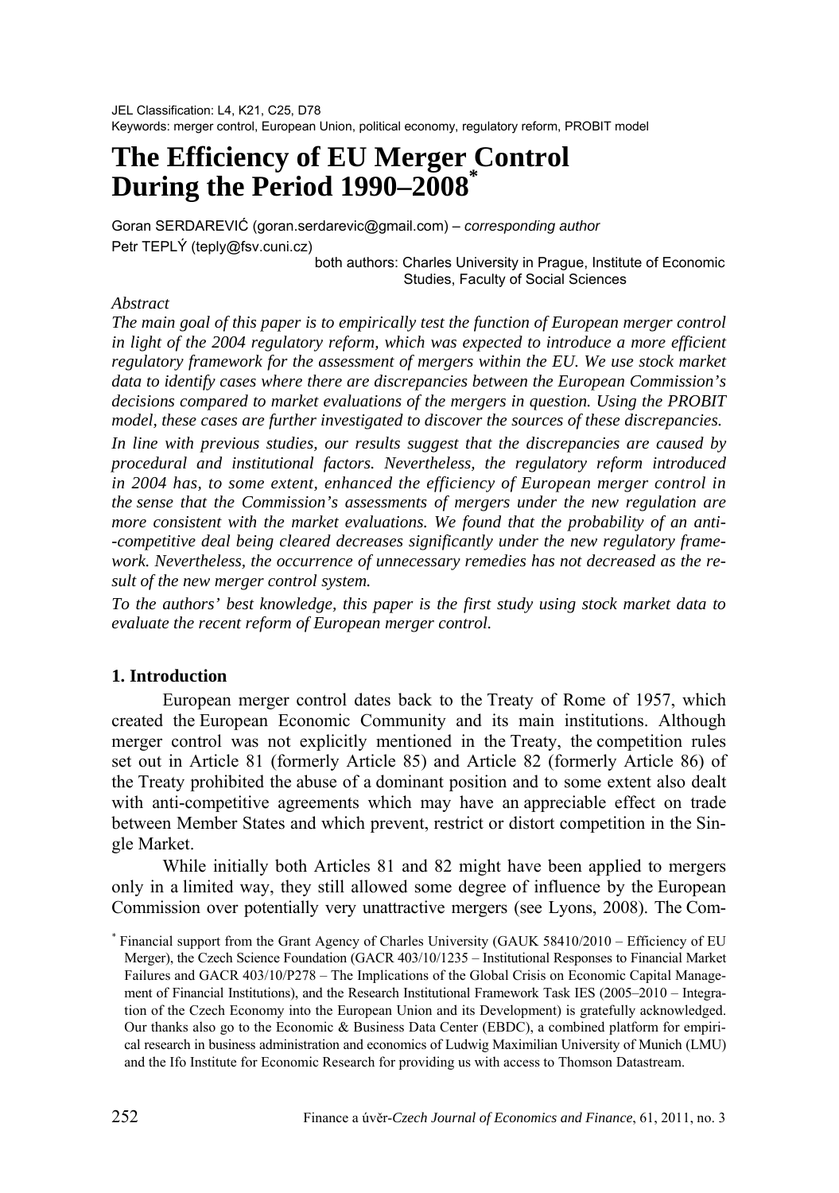JEL Classification: L4, K21, C25, D78
Keywords: merger control, European Union, political economy, regulatory reform, PROBIT model

# The Efficiency of EU Merger Control During the Period 1990–2008*

Goran SERDAREVIĆ (goran.serdarevic@gmail.com) – *corresponding author*
Petr TEPLÝ (teply@fsv.cuni.cz)

both authors: Charles University in Prague, Institute of Economic Studies, Faculty of Social Sciences

*Abstract*

*The main goal of this paper is to empirically test the function of European merger control in light of the 2004 regulatory reform, which was expected to introduce a more efficient regulatory framework for the assessment of mergers within the EU. We use stock market data to identify cases where there are discrepancies between the European Commission's decisions compared to market evaluations of the mergers in question. Using the PROBIT model, these cases are further investigated to discover the sources of these discrepancies.*

*In line with previous studies, our results suggest that the discrepancies are caused by procedural and institutional factors. Nevertheless, the regulatory reform introduced in 2004 has, to some extent, enhanced the efficiency of European merger control in the sense that the Commission's assessments of mergers under the new regulation are more consistent with the market evaluations. We found that the probability of an anti-competitive deal being cleared decreases significantly under the new regulatory framework. Nevertheless, the occurrence of unnecessary remedies has not decreased as the result of the new merger control system.*

*To the authors' best knowledge, this paper is the first study using stock market data to evaluate the recent reform of European merger control.*

## 1. Introduction

European merger control dates back to the Treaty of Rome of 1957, which created the European Economic Community and its main institutions. Although merger control was not explicitly mentioned in the Treaty, the competition rules set out in Article 81 (formerly Article 85) and Article 82 (formerly Article 86) of the Treaty prohibited the abuse of a dominant position and to some extent also dealt with anti-competitive agreements which may have an appreciable effect on trade between Member States and which prevent, restrict or distort competition in the Single Market.

While initially both Articles 81 and 82 might have been applied to mergers only in a limited way, they still allowed some degree of influence by the European Commission over potentially very unattractive mergers (see Lyons, 2008). The Com-

* Financial support from the Grant Agency of Charles University (GAUK 58410/2010 – Efficiency of EU Merger), the Czech Science Foundation (GACR 403/10/1235 – Institutional Responses to Financial Market Failures and GACR 403/10/P278 – The Implications of the Global Crisis on Economic Capital Management of Financial Institutions), and the Research Institutional Framework Task IES (2005–2010 – Integration of the Czech Economy into the European Union and its Development) is gratefully acknowledged. Our thanks also go to the Economic & Business Data Center (EBDC), a combined platform for empirical research in business administration and economics of Ludwig Maximilian University of Munich (LMU) and the Ifo Institute for Economic Research for providing us with access to Thomson Datastream.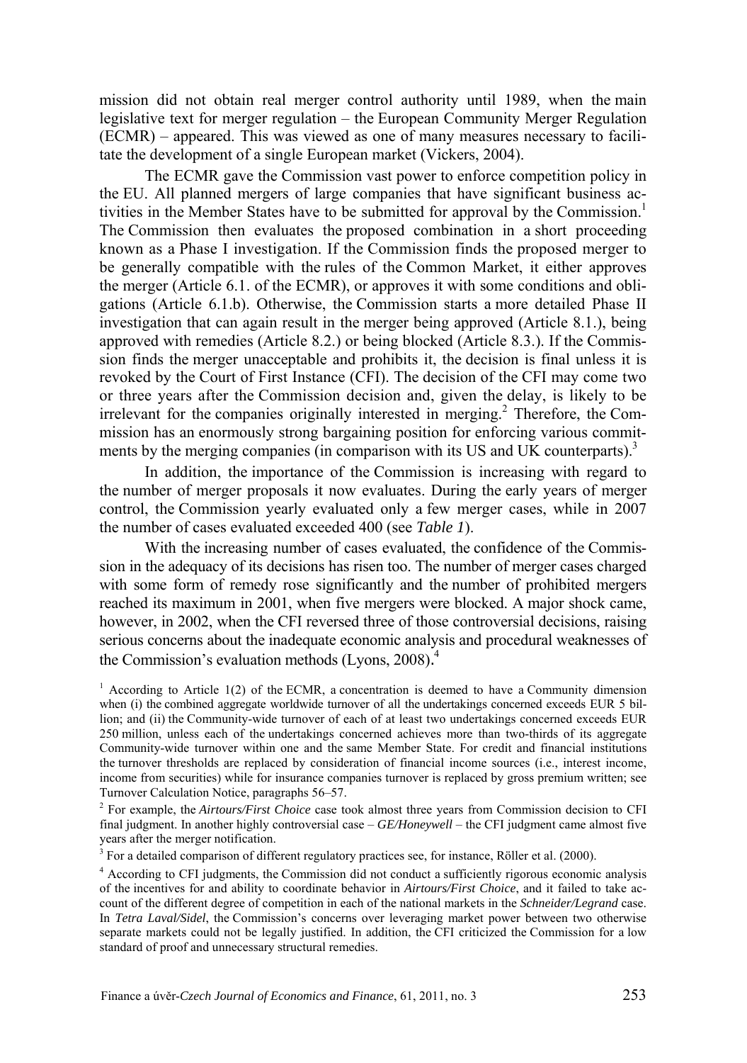mission did not obtain real merger control authority until 1989, when the main legislative text for merger regulation – the European Community Merger Regulation (ECMR) – appeared. This was viewed as one of many measures necessary to facilitate the development of a single European market (Vickers, 2004).

The ECMR gave the Commission vast power to enforce competition policy in the EU. All planned mergers of large companies that have significant business activities in the Member States have to be submitted for approval by the Commission.[1] The Commission then evaluates the proposed combination in a short proceeding known as a Phase I investigation. If the Commission finds the proposed merger to be generally compatible with the rules of the Common Market, it either approves the merger (Article 6.1. of the ECMR), or approves it with some conditions and obligations (Article 6.1.b). Otherwise, the Commission starts a more detailed Phase II investigation that can again result in the merger being approved (Article 8.1.), being approved with remedies (Article 8.2.) or being blocked (Article 8.3.). If the Commission finds the merger unacceptable and prohibits it, the decision is final unless it is revoked by the Court of First Instance (CFI). The decision of the CFI may come two or three years after the Commission decision and, given the delay, is likely to be irrelevant for the companies originally interested in merging.[2] Therefore, the Commission has an enormously strong bargaining position for enforcing various commitments by the merging companies (in comparison with its US and UK counterparts).[3]

In addition, the importance of the Commission is increasing with regard to the number of merger proposals it now evaluates. During the early years of merger control, the Commission yearly evaluated only a few merger cases, while in 2007 the number of cases evaluated exceeded 400 (see *Table 1*).

With the increasing number of cases evaluated, the confidence of the Commission in the adequacy of its decisions has risen too. The number of merger cases charged with some form of remedy rose significantly and the number of prohibited mergers reached its maximum in 2001, when five mergers were blocked. A major shock came, however, in 2002, when the CFI reversed three of those controversial decisions, raising serious concerns about the inadequate economic analysis and procedural weaknesses of the Commission's evaluation methods (Lyons, 2008).[4]

[1] According to Article 1(2) of the ECMR, a concentration is deemed to have a Community dimension when (i) the combined aggregate worldwide turnover of all the undertakings concerned exceeds EUR 5 billion; and (ii) the Community-wide turnover of each of at least two undertakings concerned exceeds EUR 250 million, unless each of the undertakings concerned achieves more than two-thirds of its aggregate Community-wide turnover within one and the same Member State. For credit and financial institutions the turnover thresholds are replaced by consideration of financial income sources (i.e., interest income, income from securities) while for insurance companies turnover is replaced by gross premium written; see Turnover Calculation Notice, paragraphs 56–57.

[2] For example, the *Airtours/First Choice* case took almost three years from Commission decision to CFI final judgment. In another highly controversial case – *GE/Honeywell* – the CFI judgment came almost five years after the merger notification.

[3] For a detailed comparison of different regulatory practices see, for instance, Röller et al. (2000).

[4] According to CFI judgments, the Commission did not conduct a sufficiently rigorous economic analysis of the incentives for and ability to coordinate behavior in *Airtours/First Choice*, and it failed to take account of the different degree of competition in each of the national markets in the *Schneider/Legrand* case. In *Tetra Laval/Sidel*, the Commission's concerns over leveraging market power between two otherwise separate markets could not be legally justified. In addition, the CFI criticized the Commission for a low standard of proof and unnecessary structural remedies.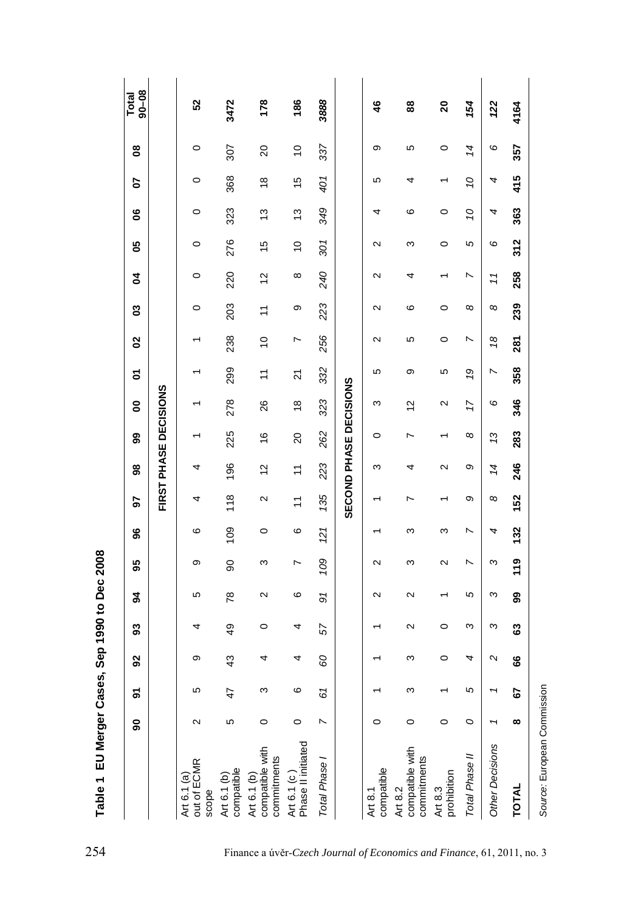**Table 1 EU Merger Cases, Sep 1990 to Dec 2008**

| | 90 | 91 | 92 | 93 | 94 | 95 | 96 | 97 | 98 | 99 | 00 | 01 | 02 | 03 | 04 | 05 | 06 | 07 | 08 | Total 90–08 |
|---|---|---|---|---|---|---|---|---|---|---|---|---|---|---|---|---|---|---|---|---|
| | | | | | | | | | **FIRST PHASE DECISIONS** | | | | | | | | | | | |
| Art 6.1 (a) out of ECMR scope | 2 | 5 | 9 | 4 | 5 | 9 | 6 | 4 | 4 | 1 | 1 | 1 | 1 | 0 | 0 | 0 | 0 | 0 | 0 | **52** |
| Art 6.1 (b) compatible | 5 | 47 | 43 | 49 | 78 | 90 | 109 | 118 | 196 | 225 | 278 | 299 | 238 | 203 | 220 | 276 | 323 | 368 | 307 | **3472** |
| Art 6.1 (b) compatible with commitments | 0 | 3 | 4 | 0 | 2 | 3 | 0 | 2 | 12 | 16 | 26 | 11 | 10 | 11 | 12 | 15 | 13 | 18 | 20 | **178** |
| Art 6.1 (c ) Phase II initiated | 0 | 6 | 4 | 4 | 6 | 7 | 6 | 11 | 11 | 20 | 18 | 21 | 7 | 9 | 8 | 10 | 13 | 15 | 10 | **186** |
| *Total Phase I* | *7* | *61* | *60* | *57* | *91* | *109* | *121* | *135* | *223* | *262* | *323* | *332* | *256* | *223* | *240* | *301* | *349* | *401* | *337* | ***3888*** |
| | | | | | | | | | **SECOND PHASE DECISIONS** | | | | | | | | | | | |
| Art 8.1 compatible | 0 | 1 | 1 | 1 | 2 | 2 | 1 | 1 | 3 | 0 | 3 | 5 | 2 | 2 | 2 | 2 | 4 | 5 | 9 | **46** |
| Art 8.2 compatible with commitments | 0 | 3 | 3 | 2 | 2 | 3 | 3 | 7 | 4 | 7 | 12 | 9 | 5 | 6 | 4 | 3 | 6 | 4 | 5 | **88** |
| Art 8.3 prohibition | 0 | 1 | 0 | 0 | 1 | 2 | 3 | 1 | 2 | 1 | 2 | 5 | 0 | 0 | 1 | 0 | 0 | 1 | 0 | **20** |
| *Total Phase II* | *0* | *5* | *4* | *3* | *5* | *7* | *7* | *9* | *9* | *8* | *17* | *19* | *7* | *8* | *7* | *5* | *10* | *10* | *14* | ***154*** |
| *Other Decisions* | *1* | *1* | *2* | *3* | *3* | *3* | *4* | *8* | *14* | *13* | *6* | *7* | *18* | *8* | *11* | *6* | *4* | *4* | *6* | ***122*** |
| **TOTAL** | **8** | **67** | **66** | **63** | **99** | **119** | **132** | **152** | **246** | **283** | **346** | **358** | **281** | **239** | **258** | **312** | **363** | **415** | **357** | **4164** |

*Source:* European Commission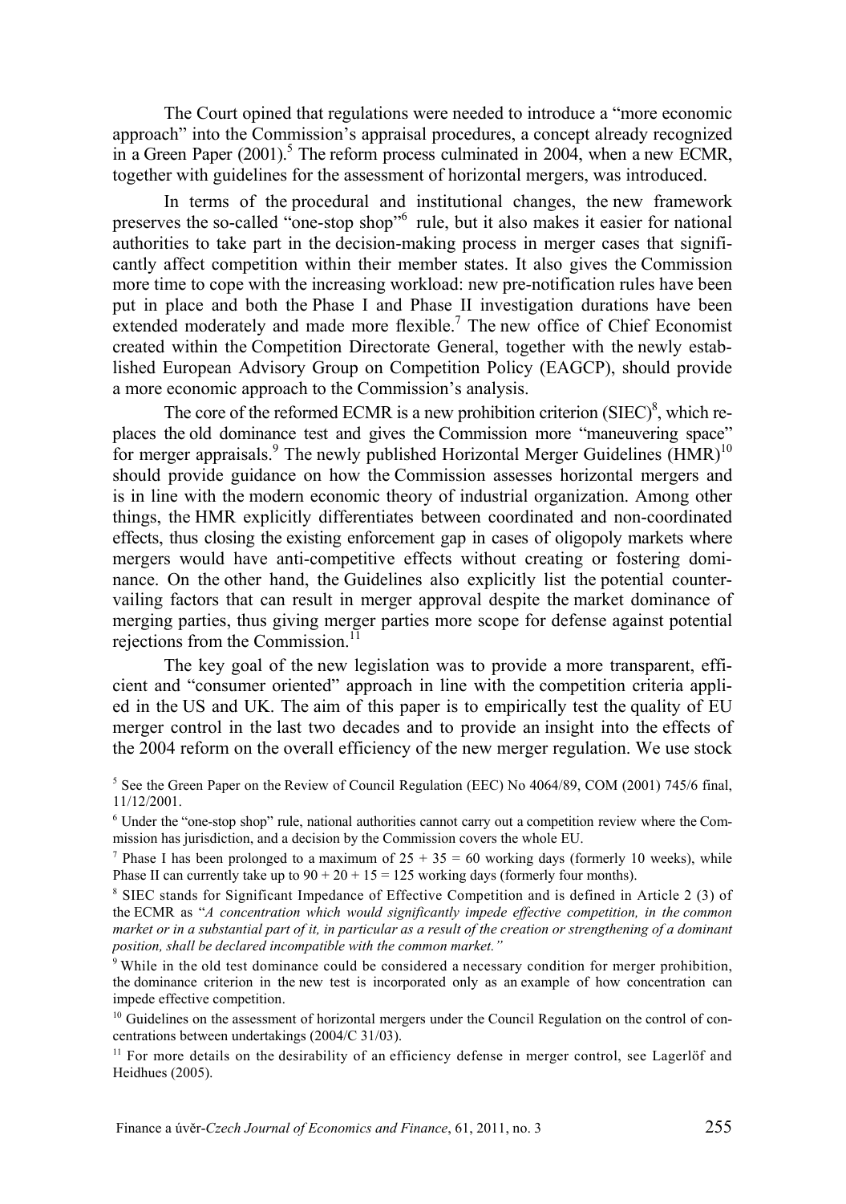The Court opined that regulations were needed to introduce a "more economic approach" into the Commission's appraisal procedures, a concept already recognized in a Green Paper (2001).[5] The reform process culminated in 2004, when a new ECMR, together with guidelines for the assessment of horizontal mergers, was introduced.

In terms of the procedural and institutional changes, the new framework preserves the so-called "one-stop shop"[6] rule, but it also makes it easier for national authorities to take part in the decision-making process in merger cases that significantly affect competition within their member states. It also gives the Commission more time to cope with the increasing workload: new pre-notification rules have been put in place and both the Phase I and Phase II investigation durations have been extended moderately and made more flexible.[7] The new office of Chief Economist created within the Competition Directorate General, together with the newly established European Advisory Group on Competition Policy (EAGCP), should provide a more economic approach to the Commission's analysis.

The core of the reformed ECMR is a new prohibition criterion (SIEC)[8], which replaces the old dominance test and gives the Commission more "maneuvering space" for merger appraisals.[9] The newly published Horizontal Merger Guidelines (HMR)[10] should provide guidance on how the Commission assesses horizontal mergers and is in line with the modern economic theory of industrial organization. Among other things, the HMR explicitly differentiates between coordinated and non-coordinated effects, thus closing the existing enforcement gap in cases of oligopoly markets where mergers would have anti-competitive effects without creating or fostering dominance. On the other hand, the Guidelines also explicitly list the potential countervailing factors that can result in merger approval despite the market dominance of merging parties, thus giving merger parties more scope for defense against potential rejections from the Commission.[11]

The key goal of the new legislation was to provide a more transparent, efficient and "consumer oriented" approach in line with the competition criteria applied in the US and UK. The aim of this paper is to empirically test the quality of EU merger control in the last two decades and to provide an insight into the effects of the 2004 reform on the overall efficiency of the new merger regulation. We use stock

[5] See the Green Paper on the Review of Council Regulation (EEC) No 4064/89, COM (2001) 745/6 final, 11/12/2001.

[6] Under the "one-stop shop" rule, national authorities cannot carry out a competition review where the Commission has jurisdiction, and a decision by the Commission covers the whole EU.

[7] Phase I has been prolonged to a maximum of $25 + 35 = 60$ working days (formerly 10 weeks), while Phase II can currently take up to $90 + 20 + 15 = 125$ working days (formerly four months).

[8] SIEC stands for Significant Impedance of Effective Competition and is defined in Article 2 (3) of the ECMR as "*A concentration which would significantly impede effective competition, in the common market or in a substantial part of it, in particular as a result of the creation or strengthening of a dominant position, shall be declared incompatible with the common market.*"

[9] While in the old test dominance could be considered a necessary condition for merger prohibition, the dominance criterion in the new test is incorporated only as an example of how concentration can impede effective competition.

[10] Guidelines on the assessment of horizontal mergers under the Council Regulation on the control of concentrations between undertakings (2004/C 31/03).

[11] For more details on the desirability of an efficiency defense in merger control, see Lagerlöf and Heidhues (2005).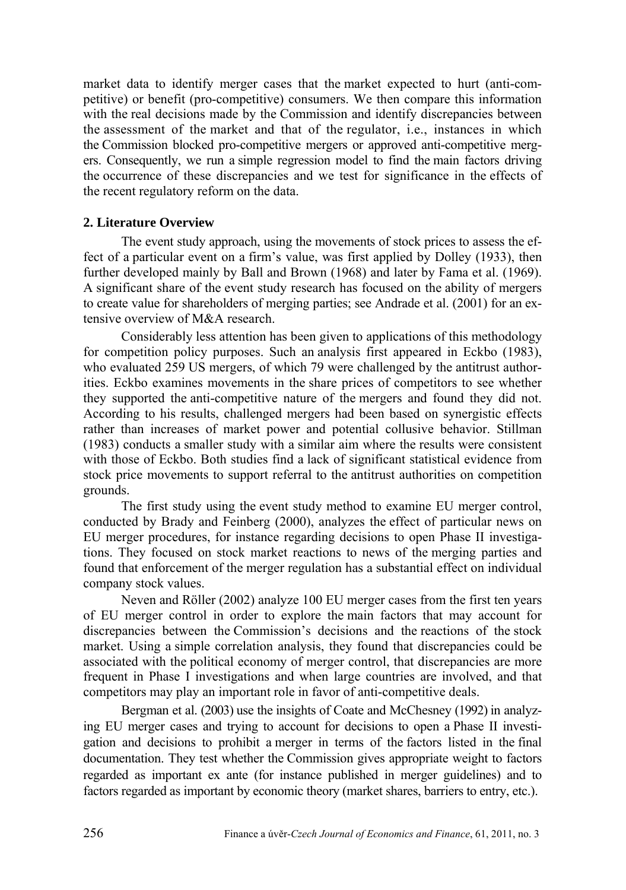market data to identify merger cases that the market expected to hurt (anti-competitive) or benefit (pro-competitive) consumers. We then compare this information with the real decisions made by the Commission and identify discrepancies between the assessment of the market and that of the regulator, i.e., instances in which the Commission blocked pro-competitive mergers or approved anti-competitive mergers. Consequently, we run a simple regression model to find the main factors driving the occurrence of these discrepancies and we test for significance in the effects of the recent regulatory reform on the data.

## 2. Literature Overview

The event study approach, using the movements of stock prices to assess the effect of a particular event on a firm's value, was first applied by Dolley (1933), then further developed mainly by Ball and Brown (1968) and later by Fama et al. (1969). A significant share of the event study research has focused on the ability of mergers to create value for shareholders of merging parties; see Andrade et al. (2001) for an extensive overview of M&A research.

Considerably less attention has been given to applications of this methodology for competition policy purposes. Such an analysis first appeared in Eckbo (1983), who evaluated 259 US mergers, of which 79 were challenged by the antitrust authorities. Eckbo examines movements in the share prices of competitors to see whether they supported the anti-competitive nature of the mergers and found they did not. According to his results, challenged mergers had been based on synergistic effects rather than increases of market power and potential collusive behavior. Stillman (1983) conducts a smaller study with a similar aim where the results were consistent with those of Eckbo. Both studies find a lack of significant statistical evidence from stock price movements to support referral to the antitrust authorities on competition grounds.

The first study using the event study method to examine EU merger control, conducted by Brady and Feinberg (2000), analyzes the effect of particular news on EU merger procedures, for instance regarding decisions to open Phase II investigations. They focused on stock market reactions to news of the merging parties and found that enforcement of the merger regulation has a substantial effect on individual company stock values.

Neven and Röller (2002) analyze 100 EU merger cases from the first ten years of EU merger control in order to explore the main factors that may account for discrepancies between the Commission's decisions and the reactions of the stock market. Using a simple correlation analysis, they found that discrepancies could be associated with the political economy of merger control, that discrepancies are more frequent in Phase I investigations and when large countries are involved, and that competitors may play an important role in favor of anti-competitive deals.

Bergman et al. (2003) use the insights of Coate and McChesney (1992) in analyzing EU merger cases and trying to account for decisions to open a Phase II investigation and decisions to prohibit a merger in terms of the factors listed in the final documentation. They test whether the Commission gives appropriate weight to factors regarded as important ex ante (for instance published in merger guidelines) and to factors regarded as important by economic theory (market shares, barriers to entry, etc.).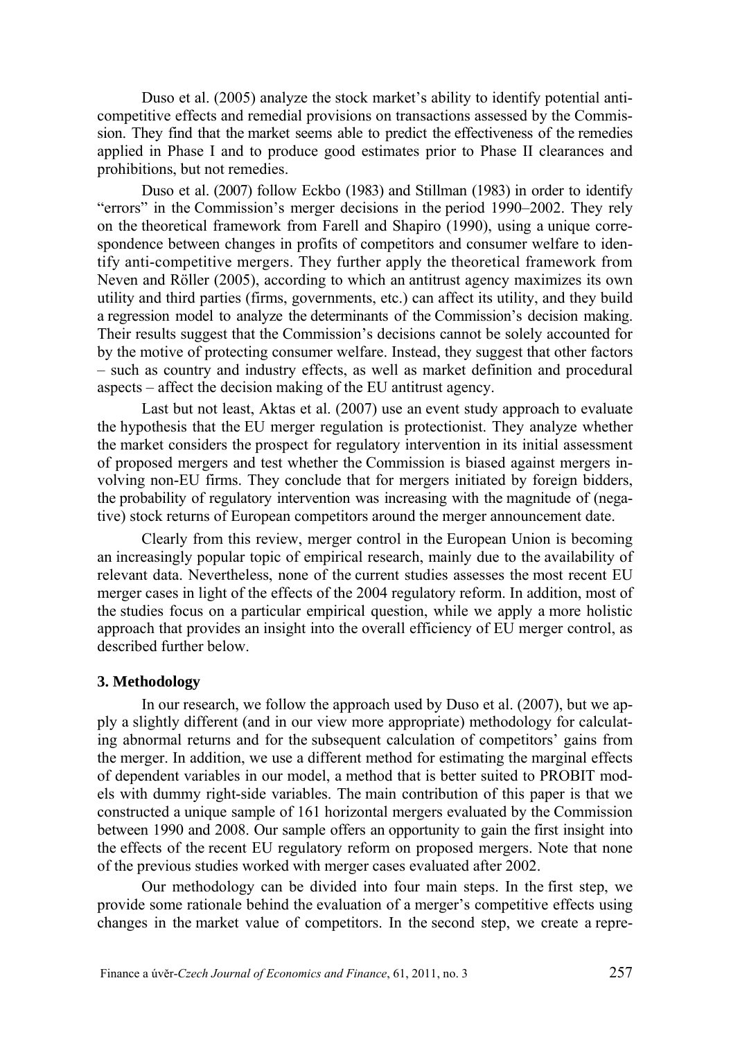Duso et al. (2005) analyze the stock market's ability to identify potential anti-competitive effects and remedial provisions on transactions assessed by the Commission. They find that the market seems able to predict the effectiveness of the remedies applied in Phase I and to produce good estimates prior to Phase II clearances and prohibitions, but not remedies.

Duso et al. (2007) follow Eckbo (1983) and Stillman (1983) in order to identify "errors" in the Commission's merger decisions in the period 1990–2002. They rely on the theoretical framework from Farell and Shapiro (1990), using a unique correspondence between changes in profits of competitors and consumer welfare to identify anti-competitive mergers. They further apply the theoretical framework from Neven and Röller (2005), according to which an antitrust agency maximizes its own utility and third parties (firms, governments, etc.) can affect its utility, and they build a regression model to analyze the determinants of the Commission's decision making. Their results suggest that the Commission's decisions cannot be solely accounted for by the motive of protecting consumer welfare. Instead, they suggest that other factors – such as country and industry effects, as well as market definition and procedural aspects – affect the decision making of the EU antitrust agency.

Last but not least, Aktas et al. (2007) use an event study approach to evaluate the hypothesis that the EU merger regulation is protectionist. They analyze whether the market considers the prospect for regulatory intervention in its initial assessment of proposed mergers and test whether the Commission is biased against mergers involving non-EU firms. They conclude that for mergers initiated by foreign bidders, the probability of regulatory intervention was increasing with the magnitude of (negative) stock returns of European competitors around the merger announcement date.

Clearly from this review, merger control in the European Union is becoming an increasingly popular topic of empirical research, mainly due to the availability of relevant data. Nevertheless, none of the current studies assesses the most recent EU merger cases in light of the effects of the 2004 regulatory reform. In addition, most of the studies focus on a particular empirical question, while we apply a more holistic approach that provides an insight into the overall efficiency of EU merger control, as described further below.

## 3. Methodology

In our research, we follow the approach used by Duso et al. (2007), but we apply a slightly different (and in our view more appropriate) methodology for calculating abnormal returns and for the subsequent calculation of competitors' gains from the merger. In addition, we use a different method for estimating the marginal effects of dependent variables in our model, a method that is better suited to PROBIT models with dummy right-side variables. The main contribution of this paper is that we constructed a unique sample of 161 horizontal mergers evaluated by the Commission between 1990 and 2008. Our sample offers an opportunity to gain the first insight into the effects of the recent EU regulatory reform on proposed mergers. Note that none of the previous studies worked with merger cases evaluated after 2002.

Our methodology can be divided into four main steps. In the first step, we provide some rationale behind the evaluation of a merger's competitive effects using changes in the market value of competitors. In the second step, we create a repre-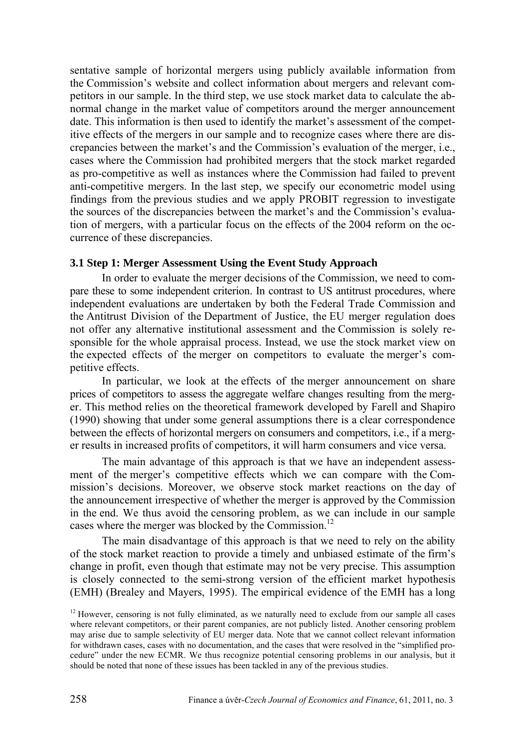sentative sample of horizontal mergers using publicly available information from the Commission's website and collect information about mergers and relevant competitors in our sample. In the third step, we use stock market data to calculate the abnormal change in the market value of competitors around the merger announcement date. This information is then used to identify the market's assessment of the competitive effects of the mergers in our sample and to recognize cases where there are discrepancies between the market's and the Commission's evaluation of the merger, i.e., cases where the Commission had prohibited mergers that the stock market regarded as pro-competitive as well as instances where the Commission had failed to prevent anti-competitive mergers. In the last step, we specify our econometric model using findings from the previous studies and we apply PROBIT regression to investigate the sources of the discrepancies between the market's and the Commission's evaluation of mergers, with a particular focus on the effects of the 2004 reform on the occurrence of these discrepancies.

### 3.1 Step 1: Merger Assessment Using the Event Study Approach

In order to evaluate the merger decisions of the Commission, we need to compare these to some independent criterion. In contrast to US antitrust procedures, where independent evaluations are undertaken by both the Federal Trade Commission and the Antitrust Division of the Department of Justice, the EU merger regulation does not offer any alternative institutional assessment and the Commission is solely responsible for the whole appraisal process. Instead, we use the stock market view on the expected effects of the merger on competitors to evaluate the merger's competitive effects.

In particular, we look at the effects of the merger announcement on share prices of competitors to assess the aggregate welfare changes resulting from the merger. This method relies on the theoretical framework developed by Farell and Shapiro (1990) showing that under some general assumptions there is a clear correspondence between the effects of horizontal mergers on consumers and competitors, i.e., if a merger results in increased profits of competitors, it will harm consumers and vice versa.

The main advantage of this approach is that we have an independent assessment of the merger's competitive effects which we can compare with the Commission's decisions. Moreover, we observe stock market reactions on the day of the announcement irrespective of whether the merger is approved by the Commission in the end. We thus avoid the censoring problem, as we can include in our sample cases where the merger was blocked by the Commission.[12]

The main disadvantage of this approach is that we need to rely on the ability of the stock market reaction to provide a timely and unbiased estimate of the firm's change in profit, even though that estimate may not be very precise. This assumption is closely connected to the semi-strong version of the efficient market hypothesis (EMH) (Brealey and Mayers, 1995). The empirical evidence of the EMH has a long

[12] However, censoring is not fully eliminated, as we naturally need to exclude from our sample all cases where relevant competitors, or their parent companies, are not publicly listed. Another censoring problem may arise due to sample selectivity of EU merger data. Note that we cannot collect relevant information for withdrawn cases, cases with no documentation, and the cases that were resolved in the "simplified procedure" under the new ECMR. We thus recognize potential censoring problems in our analysis, but it should be noted that none of these issues has been tackled in any of the previous studies.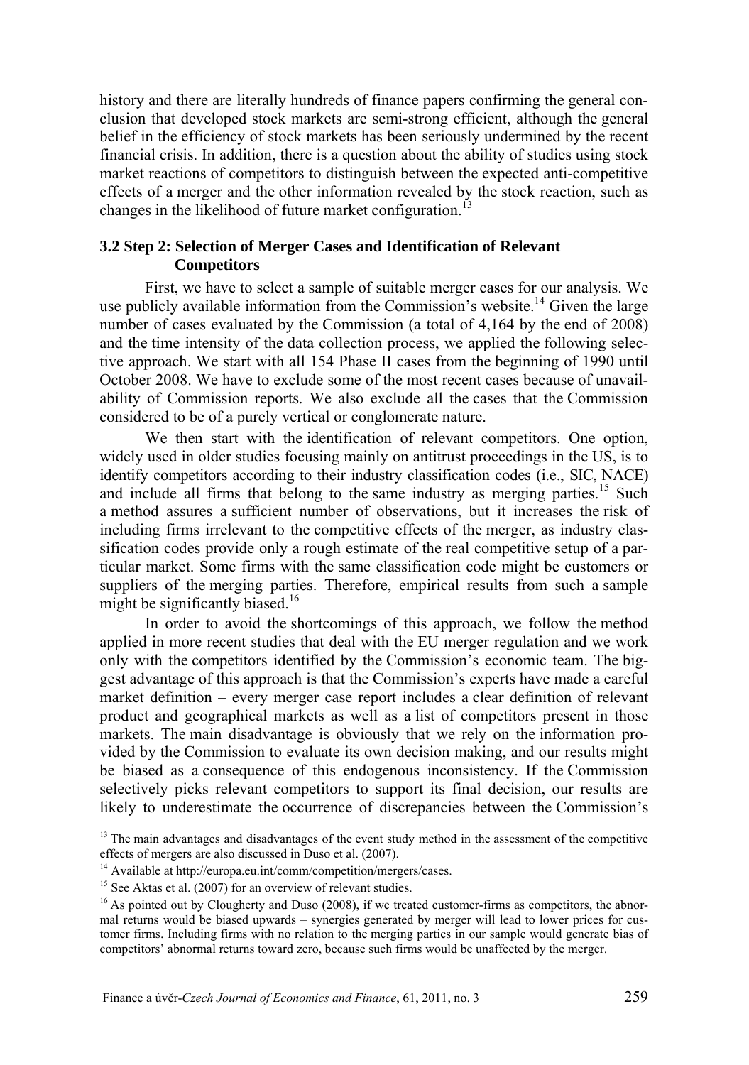history and there are literally hundreds of finance papers confirming the general conclusion that developed stock markets are semi-strong efficient, although the general belief in the efficiency of stock markets has been seriously undermined by the recent financial crisis. In addition, there is a question about the ability of studies using stock market reactions of competitors to distinguish between the expected anti-competitive effects of a merger and the other information revealed by the stock reaction, such as changes in the likelihood of future market configuration.[13]

### 3.2 Step 2: Selection of Merger Cases and Identification of Relevant Competitors

First, we have to select a sample of suitable merger cases for our analysis. We use publicly available information from the Commission's website.[14] Given the large number of cases evaluated by the Commission (a total of 4,164 by the end of 2008) and the time intensity of the data collection process, we applied the following selective approach. We start with all 154 Phase II cases from the beginning of 1990 until October 2008. We have to exclude some of the most recent cases because of unavailability of Commission reports. We also exclude all the cases that the Commission considered to be of a purely vertical or conglomerate nature.

We then start with the identification of relevant competitors. One option, widely used in older studies focusing mainly on antitrust proceedings in the US, is to identify competitors according to their industry classification codes (i.e., SIC, NACE) and include all firms that belong to the same industry as merging parties.[15] Such a method assures a sufficient number of observations, but it increases the risk of including firms irrelevant to the competitive effects of the merger, as industry classification codes provide only a rough estimate of the real competitive setup of a particular market. Some firms with the same classification code might be customers or suppliers of the merging parties. Therefore, empirical results from such a sample might be significantly biased.[16]

In order to avoid the shortcomings of this approach, we follow the method applied in more recent studies that deal with the EU merger regulation and we work only with the competitors identified by the Commission's economic team. The biggest advantage of this approach is that the Commission's experts have made a careful market definition – every merger case report includes a clear definition of relevant product and geographical markets as well as a list of competitors present in those markets. The main disadvantage is obviously that we rely on the information provided by the Commission to evaluate its own decision making, and our results might be biased as a consequence of this endogenous inconsistency. If the Commission selectively picks relevant competitors to support its final decision, our results are likely to underestimate the occurrence of discrepancies between the Commission's

[13] The main advantages and disadvantages of the event study method in the assessment of the competitive effects of mergers are also discussed in Duso et al. (2007).

[14] Available at http://europa.eu.int/comm/competition/mergers/cases.

[15] See Aktas et al. (2007) for an overview of relevant studies.

[16] As pointed out by Clougherty and Duso (2008), if we treated customer-firms as competitors, the abnormal returns would be biased upwards – synergies generated by merger will lead to lower prices for customer firms. Including firms with no relation to the merging parties in our sample would generate bias of competitors' abnormal returns toward zero, because such firms would be unaffected by the merger.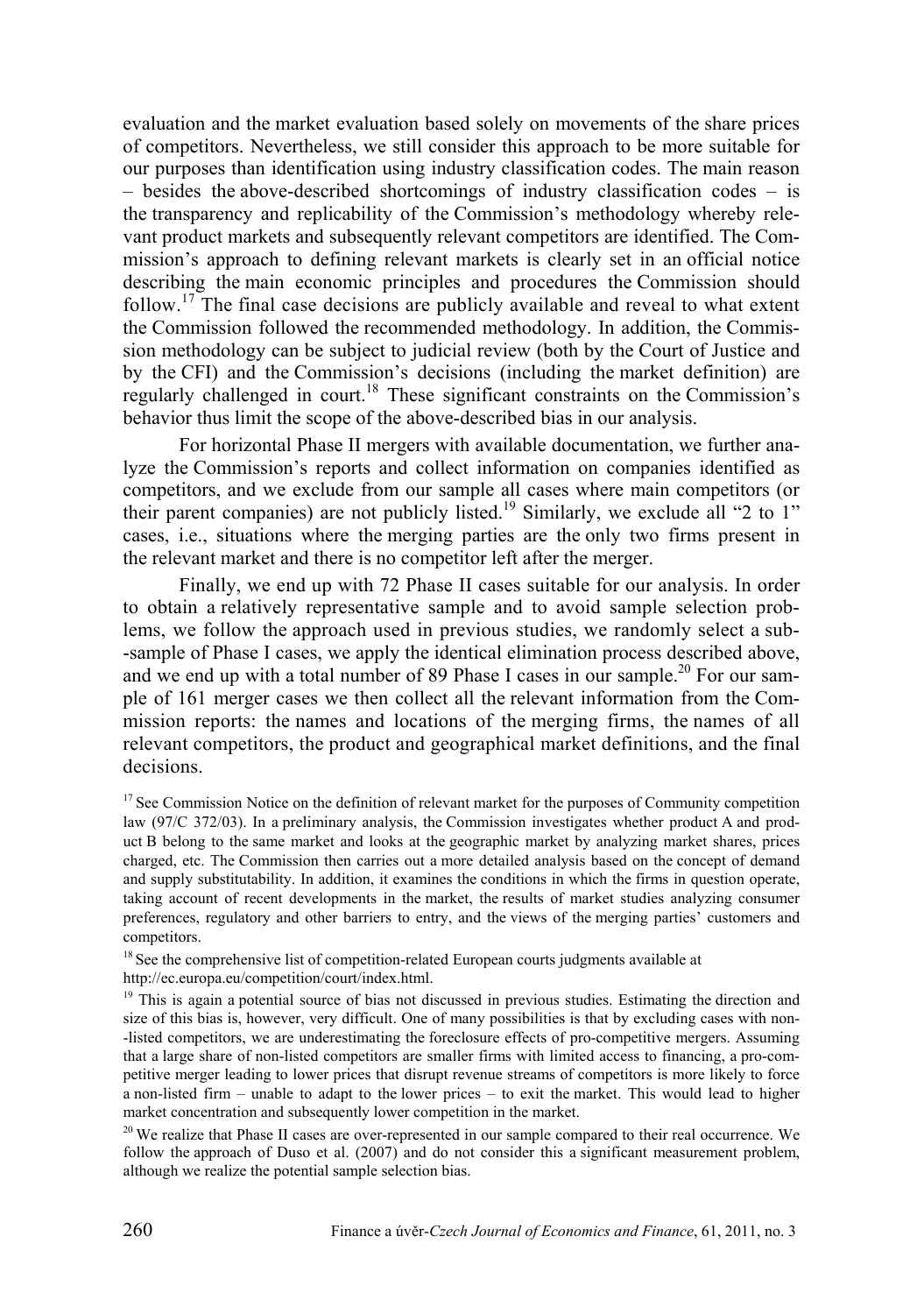evaluation and the market evaluation based solely on movements of the share prices of competitors. Nevertheless, we still consider this approach to be more suitable for our purposes than identification using industry classification codes. The main reason – besides the above-described shortcomings of industry classification codes – is the transparency and replicability of the Commission's methodology whereby relevant product markets and subsequently relevant competitors are identified. The Commission's approach to defining relevant markets is clearly set in an official notice describing the main economic principles and procedures the Commission should follow.[17] The final case decisions are publicly available and reveal to what extent the Commission followed the recommended methodology. In addition, the Commission methodology can be subject to judicial review (both by the Court of Justice and by the CFI) and the Commission's decisions (including the market definition) are regularly challenged in court.[18] These significant constraints on the Commission's behavior thus limit the scope of the above-described bias in our analysis.

For horizontal Phase II mergers with available documentation, we further analyze the Commission's reports and collect information on companies identified as competitors, and we exclude from our sample all cases where main competitors (or their parent companies) are not publicly listed.[19] Similarly, we exclude all "2 to 1" cases, i.e., situations where the merging parties are the only two firms present in the relevant market and there is no competitor left after the merger.

Finally, we end up with 72 Phase II cases suitable for our analysis. In order to obtain a relatively representative sample and to avoid sample selection problems, we follow the approach used in previous studies, we randomly select a sub-sample of Phase I cases, we apply the identical elimination process described above, and we end up with a total number of 89 Phase I cases in our sample.[20] For our sample of 161 merger cases we then collect all the relevant information from the Commission reports: the names and locations of the merging firms, the names of all relevant competitors, the product and geographical market definitions, and the final decisions.

[17] See Commission Notice on the definition of relevant market for the purposes of Community competition law (97/C 372/03). In a preliminary analysis, the Commission investigates whether product A and product B belong to the same market and looks at the geographic market by analyzing market shares, prices charged, etc. The Commission then carries out a more detailed analysis based on the concept of demand and supply substitutability. In addition, it examines the conditions in which the firms in question operate, taking account of recent developments in the market, the results of market studies analyzing consumer preferences, regulatory and other barriers to entry, and the views of the merging parties' customers and competitors.

[18] See the comprehensive list of competition-related European courts judgments available at http://ec.europa.eu/competition/court/index.html.

[19] This is again a potential source of bias not discussed in previous studies. Estimating the direction and size of this bias is, however, very difficult. One of many possibilities is that by excluding cases with non-listed competitors, we are underestimating the foreclosure effects of pro-competitive mergers. Assuming that a large share of non-listed competitors are smaller firms with limited access to financing, a pro-competitive merger leading to lower prices that disrupt revenue streams of competitors is more likely to force a non-listed firm – unable to adapt to the lower prices – to exit the market. This would lead to higher market concentration and subsequently lower competition in the market.

[20] We realize that Phase II cases are over-represented in our sample compared to their real occurrence. We follow the approach of Duso et al. (2007) and do not consider this a significant measurement problem, although we realize the potential sample selection bias.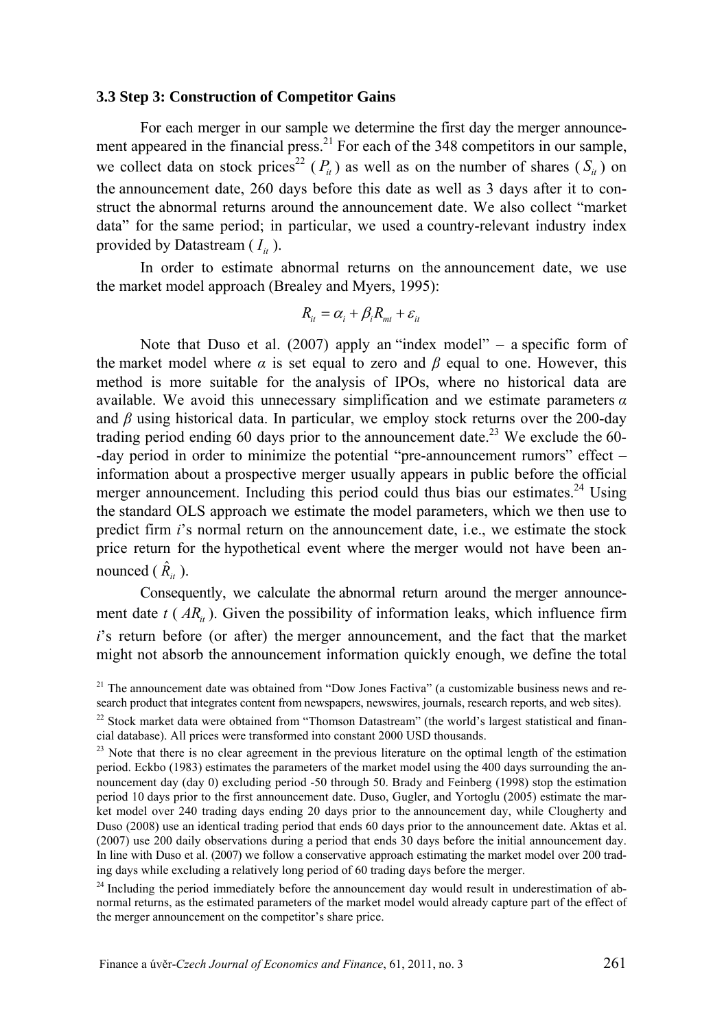### 3.3 Step 3: Construction of Competitor Gains

For each merger in our sample we determine the first day the merger announcement appeared in the financial press.[21] For each of the 348 competitors in our sample, we collect data on stock prices[22] ( $P_{it}$ ) as well as on the number of shares ( $S_{it}$ ) on the announcement date, 260 days before this date as well as 3 days after it to construct the abnormal returns around the announcement date. We also collect "market data" for the same period; in particular, we used a country-relevant industry index provided by Datastream ( $I_{it}$ ).

In order to estimate abnormal returns on the announcement date, we use the market model approach (Brealey and Myers, 1995):

$$R_{it} = \alpha_i + \beta_i R_{mt} + \varepsilon_{it}$$

Note that Duso et al. (2007) apply an "index model" – a specific form of the market model where *α* is set equal to zero and *β* equal to one. However, this method is more suitable for the analysis of IPOs, where no historical data are available. We avoid this unnecessary simplification and we estimate parameters *α* and *β* using historical data. In particular, we employ stock returns over the 200-day trading period ending 60 days prior to the announcement date.[23] We exclude the 60--day period in order to minimize the potential "pre-announcement rumors" effect – information about a prospective merger usually appears in public before the official merger announcement. Including this period could thus bias our estimates.[24] Using the standard OLS approach we estimate the model parameters, which we then use to predict firm *i*'s normal return on the announcement date, i.e., we estimate the stock price return for the hypothetical event where the merger would not have been announced ( $\hat{R}_{it}$ ).

Consequently, we calculate the abnormal return around the merger announcement date *t* ( $AR_{it}$ ). Given the possibility of information leaks, which influence firm *i*'s return before (or after) the merger announcement, and the fact that the market might not absorb the announcement information quickly enough, we define the total

[21] The announcement date was obtained from "Dow Jones Factiva" (a customizable business news and research product that integrates content from newspapers, newswires, journals, research reports, and web sites).

[22] Stock market data were obtained from "Thomson Datastream" (the world's largest statistical and financial database). All prices were transformed into constant 2000 USD thousands.

[23] Note that there is no clear agreement in the previous literature on the optimal length of the estimation period. Eckbo (1983) estimates the parameters of the market model using the 400 days surrounding the announcement day (day 0) excluding period -50 through 50. Brady and Feinberg (1998) stop the estimation period 10 days prior to the first announcement date. Duso, Gugler, and Yortoglu (2005) estimate the market model over 240 trading days ending 20 days prior to the announcement day, while Clougherty and Duso (2008) use an identical trading period that ends 60 days prior to the announcement date. Aktas et al. (2007) use 200 daily observations during a period that ends 30 days before the initial announcement day. In line with Duso et al. (2007) we follow a conservative approach estimating the market model over 200 trading days while excluding a relatively long period of 60 trading days before the merger.

[24] Including the period immediately before the announcement day would result in underestimation of abnormal returns, as the estimated parameters of the market model would already capture part of the effect of the merger announcement on the competitor's share price.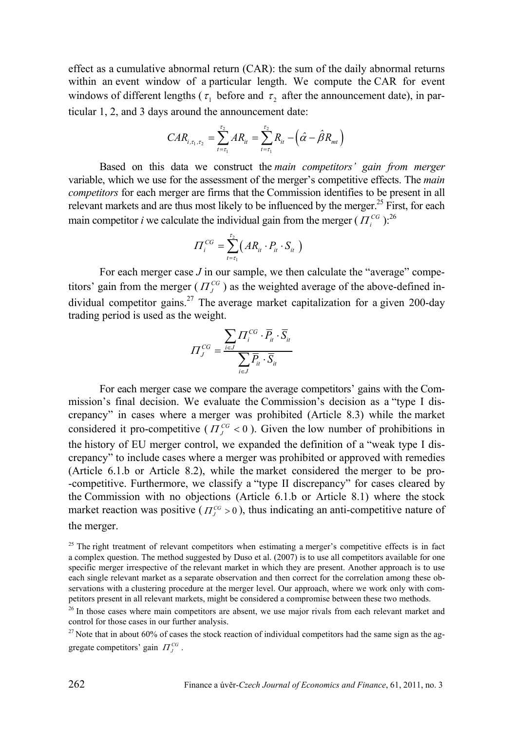effect as a cumulative abnormal return (CAR): the sum of the daily abnormal returns within an event window of a particular length. We compute the CAR for event windows of different lengths ($\tau_1$ before and $\tau_2$ after the announcement date), in particular 1, 2, and 3 days around the announcement date:

$$CAR_{i,\tau_1,\tau_2} = \sum_{t=\tau_1}^{\tau_2} AR_{it} = \sum_{t=\tau_1}^{\tau_2} R_{it} - \left(\hat{\alpha} - \hat{\beta} R_{mt}\right)$$

Based on this data we construct the *main competitors' gain from merger* variable, which we use for the assessment of the merger's competitive effects. The *main competitors* for each merger are firms that the Commission identifies to be present in all relevant markets and are thus most likely to be influenced by the merger.[25] First, for each main competitor *i* we calculate the individual gain from the merger ($\Pi_i^{CG}$):[26]

$$\Pi_i^{CG} = \sum_{t=\tau_1}^{\tau_2} \left( AR_{it} \cdot P_{it} \cdot S_{it} \right)$$

For each merger case *J* in our sample, we then calculate the "average" competitors' gain from the merger ($\Pi_J^{CG}$) as the weighted average of the above-defined individual competitor gains.[27] The average market capitalization for a given 200-day trading period is used as the weight.

$$\Pi_J^{CG} = \frac{\sum_{i \in J} \Pi_i^{CG} \cdot \overline{P}_{it} \cdot \overline{S}_{it}}{\sum_{i \in J} \overline{P}_{it} \cdot \overline{S}_{it}}$$

For each merger case we compare the average competitors' gains with the Commission's final decision. We evaluate the Commission's decision as a "type I discrepancy" in cases where a merger was prohibited (Article 8.3) while the market considered it pro-competitive ($\Pi_J^{CG} < 0$). Given the low number of prohibitions in the history of EU merger control, we expanded the definition of a "weak type I discrepancy" to include cases where a merger was prohibited or approved with remedies (Article 6.1.b or Article 8.2), while the market considered the merger to be pro-competitive. Furthermore, we classify a "type II discrepancy" for cases cleared by the Commission with no objections (Article 6.1.b or Article 8.1) where the stock market reaction was positive ($\Pi_J^{CG} > 0$), thus indicating an anti-competitive nature of the merger.

[25] The right treatment of relevant competitors when estimating a merger's competitive effects is in fact a complex question. The method suggested by Duso et al. (2007) is to use all competitors available for one specific merger irrespective of the relevant market in which they are present. Another approach is to use each single relevant market as a separate observation and then correct for the correlation among these observations with a clustering procedure at the merger level. Our approach, where we work only with competitors present in all relevant markets, might be considered a compromise between these two methods.

[26] In those cases where main competitors are absent, we use major rivals from each relevant market and control for those cases in our further analysis.

[27] Note that in about 60% of cases the stock reaction of individual competitors had the same sign as the aggregate competitors' gain $\Pi_J^{CG}$.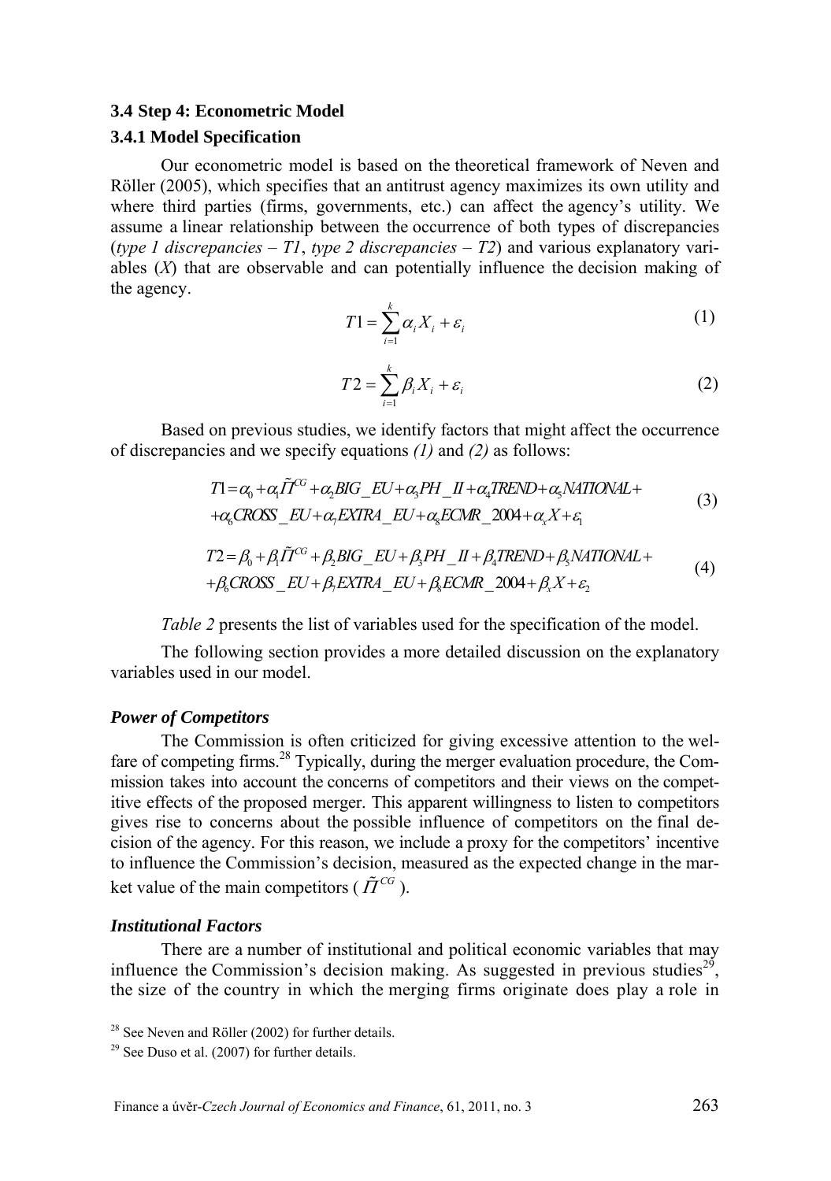### 3.4 Step 4: Econometric Model

### 3.4.1 Model Specification

Our econometric model is based on the theoretical framework of Neven and Röller (2005), which specifies that an antitrust agency maximizes its own utility and where third parties (firms, governments, etc.) can affect the agency's utility. We assume a linear relationship between the occurrence of both types of discrepancies (*type 1 discrepancies – T1*, *type 2 discrepancies – T2*) and various explanatory variables ($X$) that are observable and can potentially influence the decision making of the agency.

$$T1 = \sum_{i=1}^{k} \alpha_i X_i + \varepsilon_i \tag{1}$$

$$T2 = \sum_{i=1}^{k} \beta_i X_i + \varepsilon_i \tag{2}$$

Based on previous studies, we identify factors that might affect the occurrence of discrepancies and we specify equations *(1)* and *(2)* as follows:

$$\begin{aligned} T1 = {} & \alpha_0 + \alpha_1 \tilde{\Pi}^{CG} + \alpha_2 BIG\_EU + \alpha_3 PH\_II + \alpha_4 TREND + \alpha_5 NATIONAL + \\ & + \alpha_6 CROSS\_EU + \alpha_7 EXTRA\_EU + \alpha_8 ECMR\_2004 + \alpha_x X + \varepsilon_1 \end{aligned} \tag{3}$$

$$\begin{aligned} T2 = {} & \beta_0 + \beta_1 \tilde{\Pi}^{CG} + \beta_2 BIG\_EU + \beta_3 PH\_II + \beta_4 TREND + \beta_5 NATIONAL + \\ & + \beta_6 CROSS\_EU + \beta_7 EXTRA\_EU + \beta_8 ECMR\_2004 + \beta_x X + \varepsilon_2 \end{aligned} \tag{4}$$

*Table 2* presents the list of variables used for the specification of the model.

The following section provides a more detailed discussion on the explanatory variables used in our model.

#### *Power of Competitors*

The Commission is often criticized for giving excessive attention to the welfare of competing firms.[28] Typically, during the merger evaluation procedure, the Commission takes into account the concerns of competitors and their views on the competitive effects of the proposed merger. This apparent willingness to listen to competitors gives rise to concerns about the possible influence of competitors on the final decision of the agency. For this reason, we include a proxy for the competitors' incentive to influence the Commission's decision, measured as the expected change in the market value of the main competitors ($\tilde{\Pi}^{CG}$).

#### *Institutional Factors*

There are a number of institutional and political economic variables that may influence the Commission's decision making. As suggested in previous studies[29], the size of the country in which the merging firms originate does play a role in

[28] See Neven and Röller (2002) for further details.

[29] See Duso et al. (2007) for further details.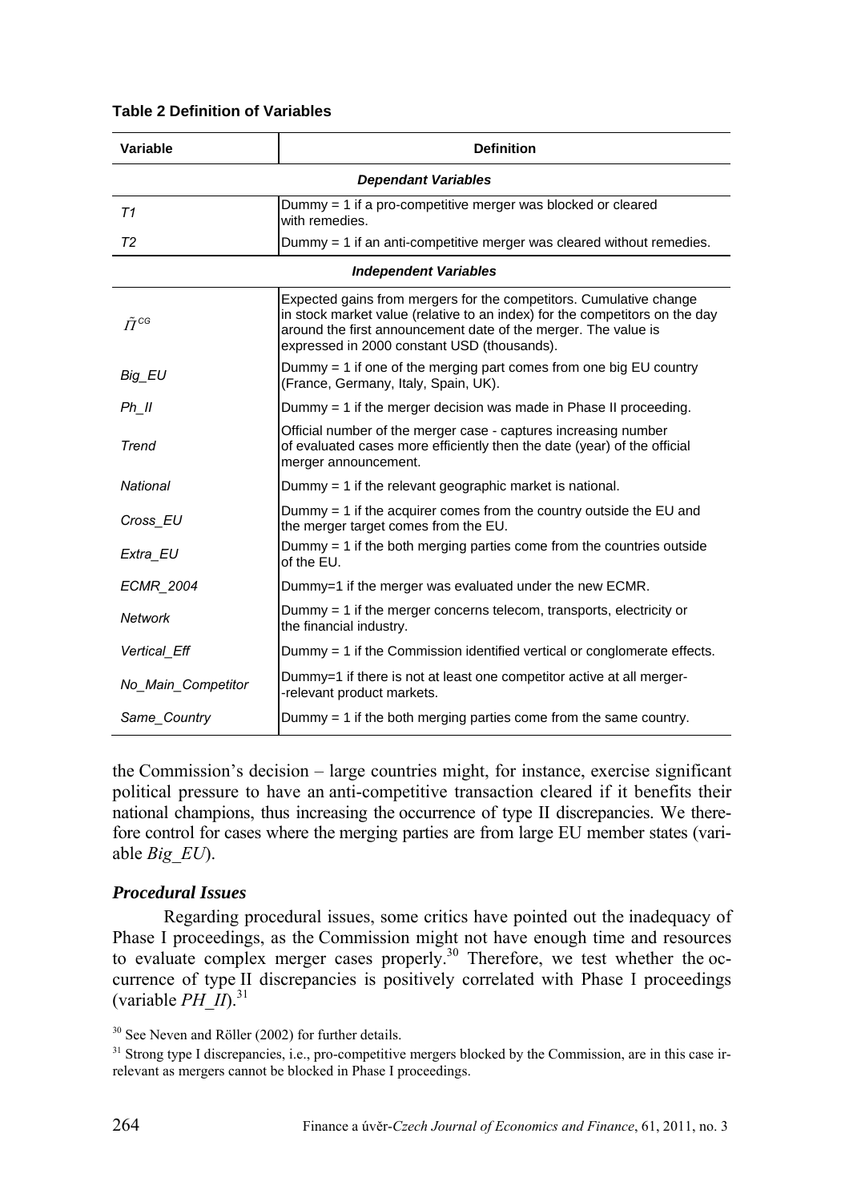**Table 2 Definition of Variables**

| Variable | Definition |
|---|---|
| ***Dependant Variables*** | |
| *T1* | Dummy = 1 if a pro-competitive merger was blocked or cleared with remedies. |
| *T2* | Dummy = 1 if an anti-competitive merger was cleared without remedies. |
| ***Independent Variables*** | |
| $\bar{\Pi}^{CG}$ | Expected gains from mergers for the competitors. Cumulative change in stock market value (relative to an index) for the competitors on the day around the first announcement date of the merger. The value is expressed in 2000 constant USD (thousands). |
| *Big_EU* | Dummy = 1 if one of the merging part comes from one big EU country (France, Germany, Italy, Spain, UK). |
| *Ph_II* | Dummy = 1 if the merger decision was made in Phase II proceeding. |
| *Trend* | Official number of the merger case - captures increasing number of evaluated cases more efficiently then the date (year) of the official merger announcement. |
| *National* | Dummy = 1 if the relevant geographic market is national. |
| *Cross_EU* | Dummy = 1 if the acquirer comes from the country outside the EU and the merger target comes from the EU. |
| *Extra_EU* | Dummy = 1 if the both merging parties come from the countries outside of the EU. |
| *ECMR_2004* | Dummy=1 if the merger was evaluated under the new ECMR. |
| *Network* | Dummy = 1 if the merger concerns telecom, transports, electricity or the financial industry. |
| *Vertical_Eff* | Dummy = 1 if the Commission identified vertical or conglomerate effects. |
| *No_Main_Competitor* | Dummy=1 if there is not at least one competitor active at all merger-relevant product markets. |
| *Same_Country* | Dummy = 1 if the both merging parties come from the same country. |

the Commission's decision – large countries might, for instance, exercise significant political pressure to have an anti-competitive transaction cleared if it benefits their national champions, thus increasing the occurrence of type II discrepancies. We therefore control for cases where the merging parties are from large EU member states (variable *Big_EU*).

### *Procedural Issues*

Regarding procedural issues, some critics have pointed out the inadequacy of Phase I proceedings, as the Commission might not have enough time and resources to evaluate complex merger cases properly.[30] Therefore, we test whether the occurrence of type II discrepancies is positively correlated with Phase I proceedings (variable *PH_II*).[31]

[30] See Neven and Röller (2002) for further details.

[31] Strong type I discrepancies, i.e., pro-competitive mergers blocked by the Commission, are in this case irrelevant as mergers cannot be blocked in Phase I proceedings.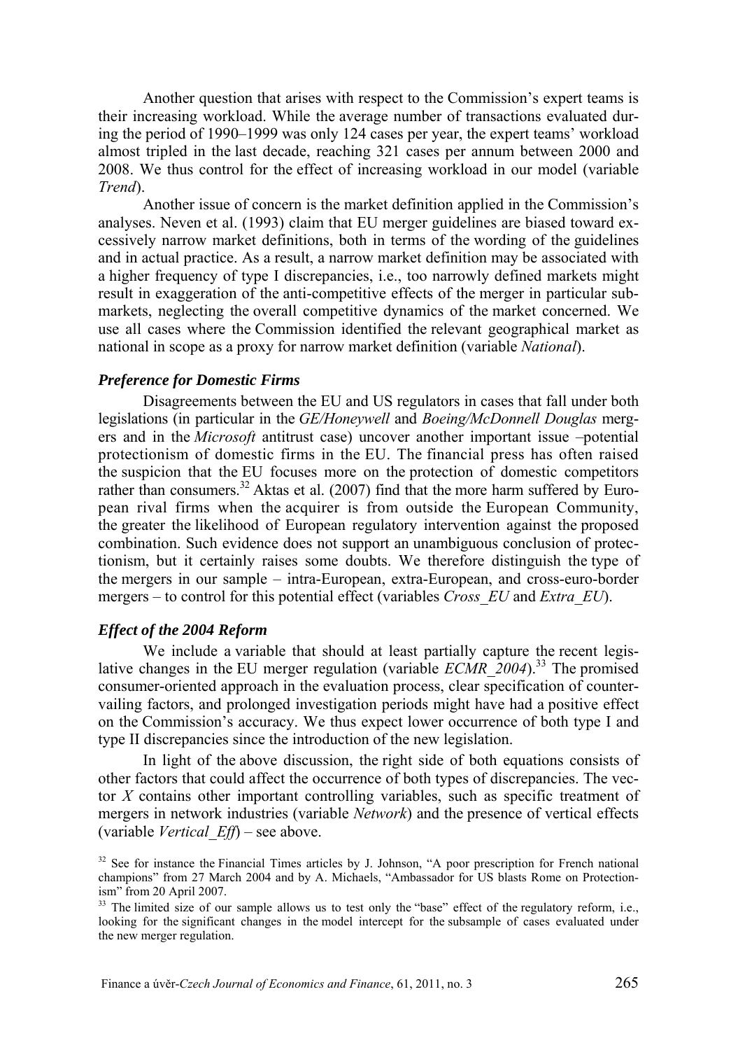Another question that arises with respect to the Commission's expert teams is their increasing workload. While the average number of transactions evaluated during the period of 1990–1999 was only 124 cases per year, the expert teams' workload almost tripled in the last decade, reaching 321 cases per annum between 2000 and 2008. We thus control for the effect of increasing workload in our model (variable *Trend*).

Another issue of concern is the market definition applied in the Commission's analyses. Neven et al. (1993) claim that EU merger guidelines are biased toward excessively narrow market definitions, both in terms of the wording of the guidelines and in actual practice. As a result, a narrow market definition may be associated with a higher frequency of type I discrepancies, i.e., too narrowly defined markets might result in exaggeration of the anti-competitive effects of the merger in particular submarkets, neglecting the overall competitive dynamics of the market concerned. We use all cases where the Commission identified the relevant geographical market as national in scope as a proxy for narrow market definition (variable *National*).

### *Preference for Domestic Firms*

Disagreements between the EU and US regulators in cases that fall under both legislations (in particular in the *GE/Honeywell* and *Boeing/McDonnell Douglas* mergers and in the *Microsoft* antitrust case) uncover another important issue –potential protectionism of domestic firms in the EU. The financial press has often raised the suspicion that the EU focuses more on the protection of domestic competitors rather than consumers.[32] Aktas et al. (2007) find that the more harm suffered by European rival firms when the acquirer is from outside the European Community, the greater the likelihood of European regulatory intervention against the proposed combination. Such evidence does not support an unambiguous conclusion of protectionism, but it certainly raises some doubts. We therefore distinguish the type of the mergers in our sample – intra-European, extra-European, and cross-euro-border mergers – to control for this potential effect (variables *Cross_EU* and *Extra_EU*).

### *Effect of the 2004 Reform*

We include a variable that should at least partially capture the recent legislative changes in the EU merger regulation (variable *ECMR_2004*).[33] The promised consumer-oriented approach in the evaluation process, clear specification of countervailing factors, and prolonged investigation periods might have had a positive effect on the Commission's accuracy. We thus expect lower occurrence of both type I and type II discrepancies since the introduction of the new legislation.

In light of the above discussion, the right side of both equations consists of other factors that could affect the occurrence of both types of discrepancies. The vector $X$ contains other important controlling variables, such as specific treatment of mergers in network industries (variable *Network*) and the presence of vertical effects (variable *Vertical_Eff*) – see above.

[32] See for instance the Financial Times articles by J. Johnson, "A poor prescription for French national champions" from 27 March 2004 and by A. Michaels, "Ambassador for US blasts Rome on Protectionism" from 20 April 2007.

[33] The limited size of our sample allows us to test only the "base" effect of the regulatory reform, i.e., looking for the significant changes in the model intercept for the subsample of cases evaluated under the new merger regulation.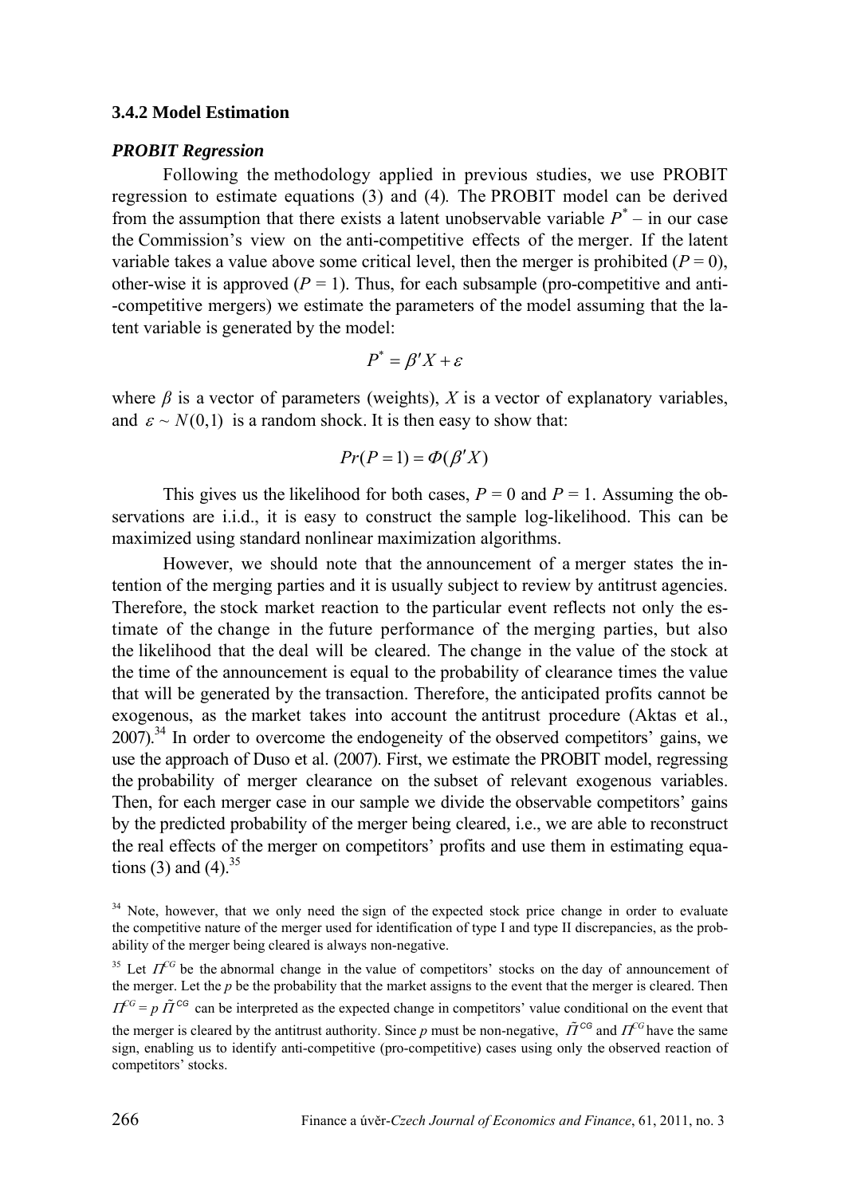### 3.4.2 Model Estimation

#### *PROBIT Regression*

Following the methodology applied in previous studies, we use PROBIT regression to estimate equations (3) and (4). The PROBIT model can be derived from the assumption that there exists a latent unobservable variable $P^*$ – in our case the Commission's view on the anti-competitive effects of the merger. If the latent variable takes a value above some critical level, then the merger is prohibited ($P = 0$), other-wise it is approved ($P = 1$). Thus, for each subsample (pro-competitive and anti--competitive mergers) we estimate the parameters of the model assuming that the latent variable is generated by the model:

$$P^* = \beta' X + \varepsilon$$

where $\beta$ is a vector of parameters (weights), $X$ is a vector of explanatory variables, and $\varepsilon \sim N(0,1)$ is a random shock. It is then easy to show that:

$$Pr(P = 1) = \Phi(\beta' X)$$

This gives us the likelihood for both cases, $P = 0$ and $P = 1$. Assuming the observations are i.i.d., it is easy to construct the sample log-likelihood. This can be maximized using standard nonlinear maximization algorithms.

However, we should note that the announcement of a merger states the intention of the merging parties and it is usually subject to review by antitrust agencies. Therefore, the stock market reaction to the particular event reflects not only the estimate of the change in the future performance of the merging parties, but also the likelihood that the deal will be cleared. The change in the value of the stock at the time of the announcement is equal to the probability of clearance times the value that will be generated by the transaction. Therefore, the anticipated profits cannot be exogenous, as the market takes into account the antitrust procedure (Aktas et al., 2007).[34] In order to overcome the endogeneity of the observed competitors' gains, we use the approach of Duso et al. (2007). First, we estimate the PROBIT model, regressing the probability of merger clearance on the subset of relevant exogenous variables. Then, for each merger case in our sample we divide the observable competitors' gains by the predicted probability of the merger being cleared, i.e., we are able to reconstruct the real effects of the merger on competitors' profits and use them in estimating equations (3) and (4).[35]

[34] Note, however, that we only need the sign of the expected stock price change in order to evaluate the competitive nature of the merger used for identification of type I and type II discrepancies, as the probability of the merger being cleared is always non-negative.

[35] Let $\Pi^{CG}$ be the abnormal change in the value of competitors' stocks on the day of announcement of the merger. Let the $p$ be the probability that the market assigns to the event that the merger is cleared. Then $\Pi^{CG} = p\,\tilde{\Pi}^{CG}$ can be interpreted as the expected change in competitors' value conditional on the event that the merger is cleared by the antitrust authority. Since $p$ must be non-negative, $\tilde{\Pi}^{CG}$ and $\Pi^{CG}$ have the same sign, enabling us to identify anti-competitive (pro-competitive) cases using only the observed reaction of competitors' stocks.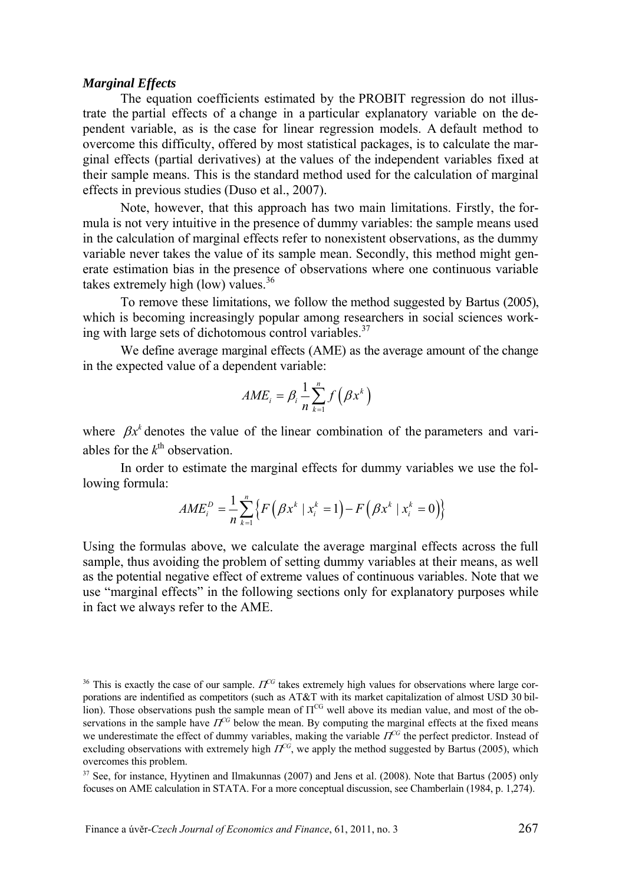***Marginal Effects***

The equation coefficients estimated by the PROBIT regression do not illustrate the partial effects of a change in a particular explanatory variable on the dependent variable, as is the case for linear regression models. A default method to overcome this difficulty, offered by most statistical packages, is to calculate the marginal effects (partial derivatives) at the values of the independent variables fixed at their sample means. This is the standard method used for the calculation of marginal effects in previous studies (Duso et al., 2007).

Note, however, that this approach has two main limitations. Firstly, the formula is not very intuitive in the presence of dummy variables: the sample means used in the calculation of marginal effects refer to nonexistent observations, as the dummy variable never takes the value of its sample mean. Secondly, this method might generate estimation bias in the presence of observations where one continuous variable takes extremely high (low) values.[36]

To remove these limitations, we follow the method suggested by Bartus (2005), which is becoming increasingly popular among researchers in social sciences working with large sets of dichotomous control variables.[37]

We define average marginal effects (AME) as the average amount of the change in the expected value of a dependent variable:

$$AME_i = \beta_i \frac{1}{n} \sum_{k=1}^{n} f\left(\beta x^k\right)$$

where $\beta x^k$ denotes the value of the linear combination of the parameters and variables for the $k^{\text{th}}$ observation.

In order to estimate the marginal effects for dummy variables we use the following formula:

$$AME_i^D = \frac{1}{n} \sum_{k=1}^{n} \left\{ F\left(\beta x^k \mid x_i^k = 1\right) - F\left(\beta x^k \mid x_i^k = 0\right) \right\}$$

Using the formulas above, we calculate the average marginal effects across the full sample, thus avoiding the problem of setting dummy variables at their means, as well as the potential negative effect of extreme values of continuous variables. Note that we use "marginal effects" in the following sections only for explanatory purposes while in fact we always refer to the AME.

[36] This is exactly the case of our sample. $\Pi^{CG}$ takes extremely high values for observations where large corporations are indentified as competitors (such as AT&T with its market capitalization of almost USD 30 billion). Those observations push the sample mean of $\Pi^{CG}$ well above its median value, and most of the observations in the sample have $\Pi^{CG}$ below the mean. By computing the marginal effects at the fixed means we underestimate the effect of dummy variables, making the variable $\Pi^{CG}$ the perfect predictor. Instead of excluding observations with extremely high $\Pi^{CG}$, we apply the method suggested by Bartus (2005), which overcomes this problem.

[37] See, for instance, Hyytinen and Ilmakunnas (2007) and Jens et al. (2008). Note that Bartus (2005) only focuses on AME calculation in STATA. For a more conceptual discussion, see Chamberlain (1984, p. 1,274).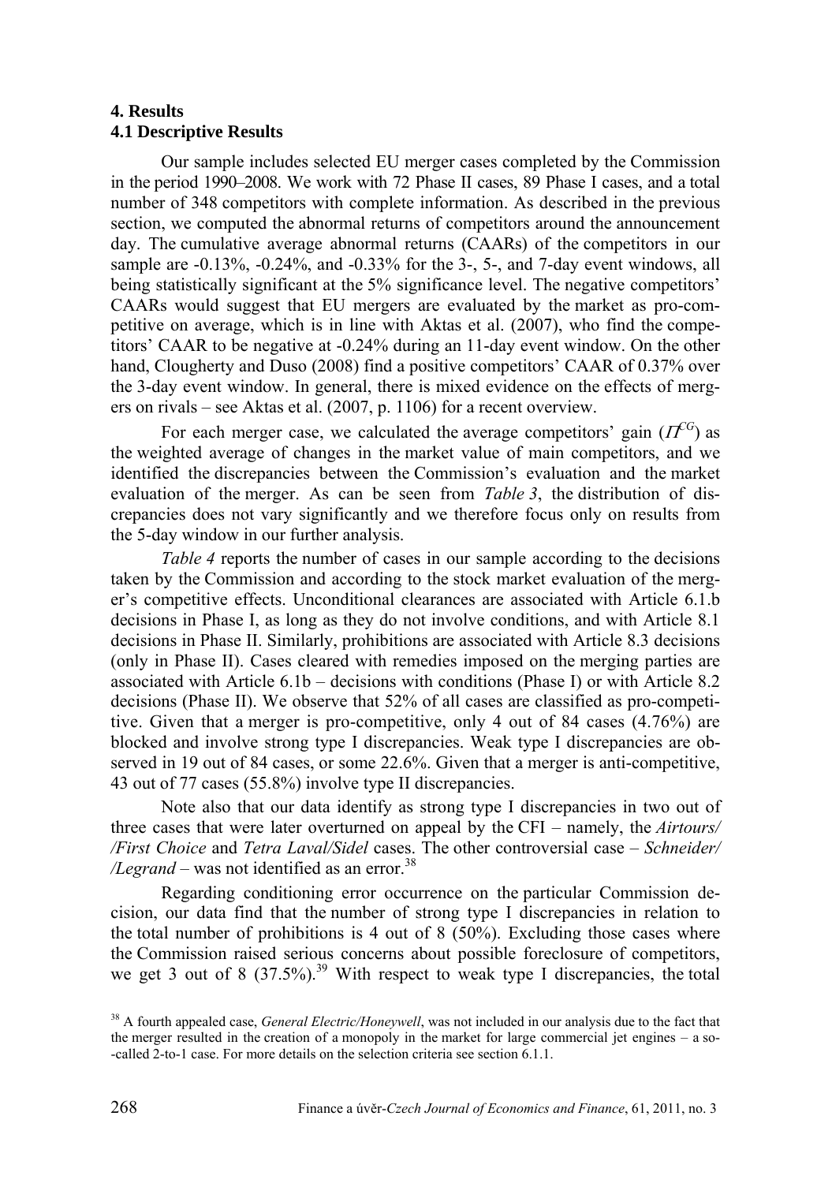## 4. Results

### 4.1 Descriptive Results

Our sample includes selected EU merger cases completed by the Commission in the period 1990–2008. We work with 72 Phase II cases, 89 Phase I cases, and a total number of 348 competitors with complete information. As described in the previous section, we computed the abnormal returns of competitors around the announcement day. The cumulative average abnormal returns (CAARs) of the competitors in our sample are -0.13%, -0.24%, and -0.33% for the 3-, 5-, and 7-day event windows, all being statistically significant at the 5% significance level. The negative competitors' CAARs would suggest that EU mergers are evaluated by the market as pro-competitive on average, which is in line with Aktas et al. (2007), who find the competitors' CAAR to be negative at -0.24% during an 11-day event window. On the other hand, Clougherty and Duso (2008) find a positive competitors' CAAR of 0.37% over the 3-day event window. In general, there is mixed evidence on the effects of mergers on rivals – see Aktas et al. (2007, p. 1106) for a recent overview.

For each merger case, we calculated the average competitors' gain ($\Pi^{CG}$) as the weighted average of changes in the market value of main competitors, and we identified the discrepancies between the Commission's evaluation and the market evaluation of the merger. As can be seen from *Table 3*, the distribution of discrepancies does not vary significantly and we therefore focus only on results from the 5-day window in our further analysis.

*Table 4* reports the number of cases in our sample according to the decisions taken by the Commission and according to the stock market evaluation of the merger's competitive effects. Unconditional clearances are associated with Article 6.1.b decisions in Phase I, as long as they do not involve conditions, and with Article 8.1 decisions in Phase II. Similarly, prohibitions are associated with Article 8.3 decisions (only in Phase II). Cases cleared with remedies imposed on the merging parties are associated with Article 6.1b – decisions with conditions (Phase I) or with Article 8.2 decisions (Phase II). We observe that 52% of all cases are classified as pro-competitive. Given that a merger is pro-competitive, only 4 out of 84 cases (4.76%) are blocked and involve strong type I discrepancies. Weak type I discrepancies are observed in 19 out of 84 cases, or some 22.6%. Given that a merger is anti-competitive, 43 out of 77 cases (55.8%) involve type II discrepancies.

Note also that our data identify as strong type I discrepancies in two out of three cases that were later overturned on appeal by the CFI – namely, the *Airtours/ /First Choice* and *Tetra Laval/Sidel* cases. The other controversial case – *Schneider/ /Legrand* – was not identified as an error.[38]

Regarding conditioning error occurrence on the particular Commission decision, our data find that the number of strong type I discrepancies in relation to the total number of prohibitions is 4 out of 8 (50%). Excluding those cases where the Commission raised serious concerns about possible foreclosure of competitors, we get 3 out of 8 (37.5%).[39] With respect to weak type I discrepancies, the total

[38] A fourth appealed case, *General Electric/Honeywell*, was not included in our analysis due to the fact that the merger resulted in the creation of a monopoly in the market for large commercial jet engines – a so--called 2-to-1 case. For more details on the selection criteria see section 6.1.1.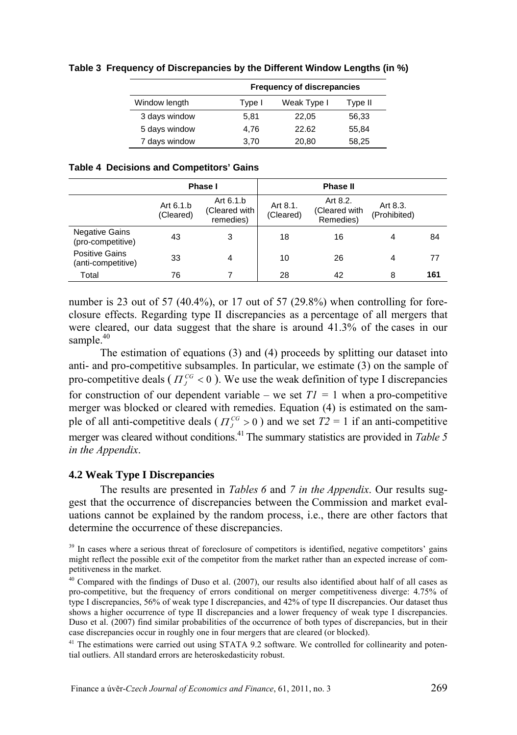**Table 3 Frequency of Discrepancies by the Different Window Lengths (in %)**

| | Frequency of discrepancies | | |
|---|---|---|---|
| Window length | Type I | Weak Type I | Type II |
| 3 days window | 5,81 | 22,05 | 56,33 |
| 5 days window | 4,76 | 22.62 | 55,84 |
| 7 days window | 3,70 | 20,80 | 58,25 |

**Table 4 Decisions and Competitors' Gains**

| | Phase I | | Phase II | | | |
|---|---|---|---|---|---|---|
| | Art 6.1.b (Cleared) | Art 6.1.b (Cleared with remedies) | Art 8.1. (Cleared) | Art 8.2. (Cleared with Remedies) | Art 8.3. (Prohibited) | |
| Negative Gains (pro-competitive) | 43 | 3 | 18 | 16 | 4 | 84 |
| Positive Gains (anti-competitive) | 33 | 4 | 10 | 26 | 4 | 77 |
| Total | 76 | 7 | 28 | 42 | 8 | **161** |

number is 23 out of 57 (40.4%), or 17 out of 57 (29.8%) when controlling for foreclosure effects. Regarding type II discrepancies as a percentage of all mergers that were cleared, our data suggest that the share is around 41.3% of the cases in our sample.[40]

The estimation of equations (3) and (4) proceeds by splitting our dataset into anti- and pro-competitive subsamples. In particular, we estimate (3) on the sample of pro-competitive deals ( $\Pi_J^{CG} < 0$ ). We use the weak definition of type I discrepancies for construction of our dependent variable – we set $T1 = 1$ when a pro-competitive merger was blocked or cleared with remedies. Equation (4) is estimated on the sample of all anti-competitive deals ( $\Pi_J^{CG} > 0$ ) and we set $T2 = 1$ if an anti-competitive merger was cleared without conditions.[41] The summary statistics are provided in *Table 5 in the Appendix*.

## 4.2 Weak Type I Discrepancies

The results are presented in *Tables 6* and *7 in the Appendix*. Our results suggest that the occurrence of discrepancies between the Commission and market evaluations cannot be explained by the random process, i.e., there are other factors that determine the occurrence of these discrepancies.

[39] In cases where a serious threat of foreclosure of competitors is identified, negative competitors' gains might reflect the possible exit of the competitor from the market rather than an expected increase of competitiveness in the market.

[40] Compared with the findings of Duso et al. (2007), our results also identified about half of all cases as pro-competitive, but the frequency of errors conditional on merger competitiveness diverge: 4.75% of type I discrepancies, 56% of weak type I discrepancies, and 42% of type II discrepancies. Our dataset thus shows a higher occurrence of type II discrepancies and a lower frequency of weak type I discrepancies. Duso et al. (2007) find similar probabilities of the occurrence of both types of discrepancies, but in their case discrepancies occur in roughly one in four mergers that are cleared (or blocked).

[41] The estimations were carried out using STATA 9.2 software. We controlled for collinearity and potential outliers. All standard errors are heteroskedasticity robust.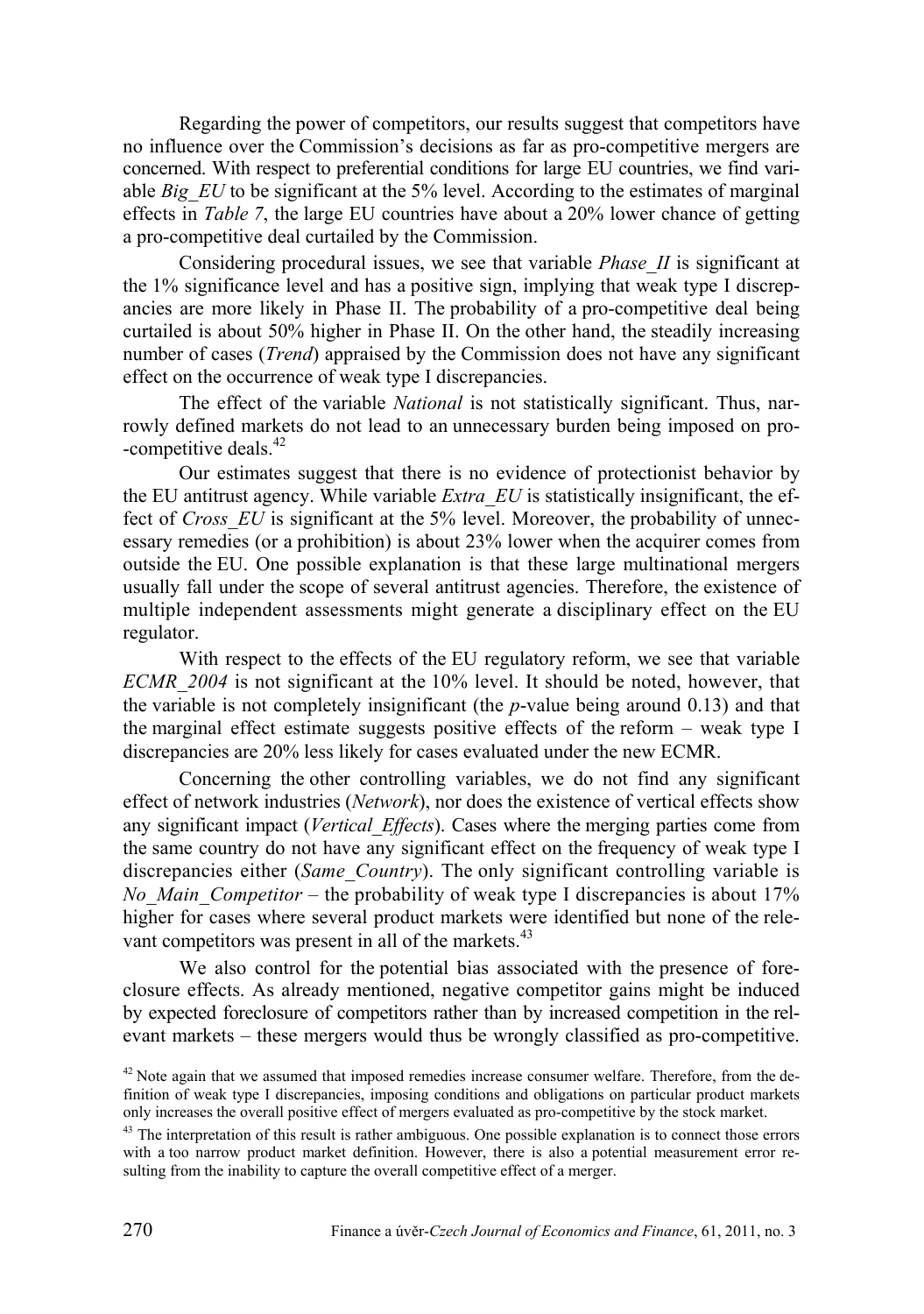Regarding the power of competitors, our results suggest that competitors have no influence over the Commission's decisions as far as pro-competitive mergers are concerned. With respect to preferential conditions for large EU countries, we find variable *Big_EU* to be significant at the 5% level. According to the estimates of marginal effects in *Table 7*, the large EU countries have about a 20% lower chance of getting a pro-competitive deal curtailed by the Commission.

Considering procedural issues, we see that variable *Phase_II* is significant at the 1% significance level and has a positive sign, implying that weak type I discrepancies are more likely in Phase II. The probability of a pro-competitive deal being curtailed is about 50% higher in Phase II. On the other hand, the steadily increasing number of cases (*Trend*) appraised by the Commission does not have any significant effect on the occurrence of weak type I discrepancies.

The effect of the variable *National* is not statistically significant. Thus, narrowly defined markets do not lead to an unnecessary burden being imposed on pro-competitive deals.[42]

Our estimates suggest that there is no evidence of protectionist behavior by the EU antitrust agency. While variable *Extra_EU* is statistically insignificant, the effect of *Cross_EU* is significant at the 5% level. Moreover, the probability of unnecessary remedies (or a prohibition) is about 23% lower when the acquirer comes from outside the EU. One possible explanation is that these large multinational mergers usually fall under the scope of several antitrust agencies. Therefore, the existence of multiple independent assessments might generate a disciplinary effect on the EU regulator.

With respect to the effects of the EU regulatory reform, we see that variable *ECMR_2004* is not significant at the 10% level. It should be noted, however, that the variable is not completely insignificant (the *p*-value being around 0.13) and that the marginal effect estimate suggests positive effects of the reform – weak type I discrepancies are 20% less likely for cases evaluated under the new ECMR.

Concerning the other controlling variables, we do not find any significant effect of network industries (*Network*), nor does the existence of vertical effects show any significant impact (*Vertical_Effects*). Cases where the merging parties come from the same country do not have any significant effect on the frequency of weak type I discrepancies either (*Same_Country*). The only significant controlling variable is *No_Main_Competitor* – the probability of weak type I discrepancies is about 17% higher for cases where several product markets were identified but none of the relevant competitors was present in all of the markets.[43]

We also control for the potential bias associated with the presence of foreclosure effects. As already mentioned, negative competitor gains might be induced by expected foreclosure of competitors rather than by increased competition in the relevant markets – these mergers would thus be wrongly classified as pro-competitive.

[42] Note again that we assumed that imposed remedies increase consumer welfare. Therefore, from the definition of weak type I discrepancies, imposing conditions and obligations on particular product markets only increases the overall positive effect of mergers evaluated as pro-competitive by the stock market.

[43] The interpretation of this result is rather ambiguous. One possible explanation is to connect those errors with a too narrow product market definition. However, there is also a potential measurement error resulting from the inability to capture the overall competitive effect of a merger.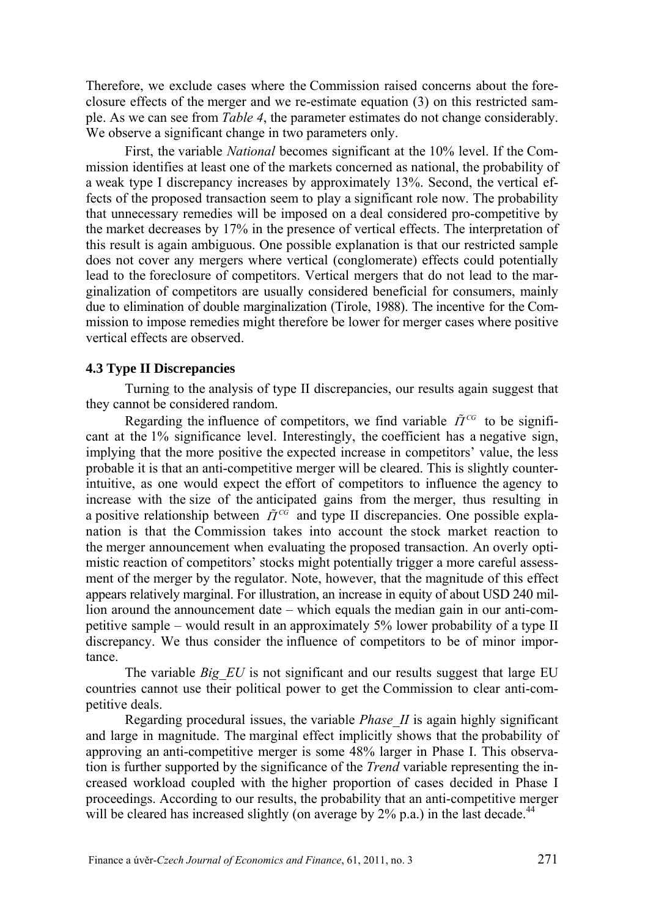Therefore, we exclude cases where the Commission raised concerns about the foreclosure effects of the merger and we re-estimate equation (3) on this restricted sample. As we can see from *Table 4*, the parameter estimates do not change considerably. We observe a significant change in two parameters only.

First, the variable *National* becomes significant at the 10% level. If the Commission identifies at least one of the markets concerned as national, the probability of a weak type I discrepancy increases by approximately 13%. Second, the vertical effects of the proposed transaction seem to play a significant role now. The probability that unnecessary remedies will be imposed on a deal considered pro-competitive by the market decreases by 17% in the presence of vertical effects. The interpretation of this result is again ambiguous. One possible explanation is that our restricted sample does not cover any mergers where vertical (conglomerate) effects could potentially lead to the foreclosure of competitors. Vertical mergers that do not lead to the marginalization of competitors are usually considered beneficial for consumers, mainly due to elimination of double marginalization (Tirole, 1988). The incentive for the Commission to impose remedies might therefore be lower for merger cases where positive vertical effects are observed.

### 4.3 Type II Discrepancies

Turning to the analysis of type II discrepancies, our results again suggest that they cannot be considered random.

Regarding the influence of competitors, we find variable $\tilde{\Pi}^{CG}$ to be significant at the 1% significance level. Interestingly, the coefficient has a negative sign, implying that the more positive the expected increase in competitors' value, the less probable it is that an anti-competitive merger will be cleared. This is slightly counter-intuitive, as one would expect the effort of competitors to influence the agency to increase with the size of the anticipated gains from the merger, thus resulting in a positive relationship between $\tilde{\Pi}^{CG}$ and type II discrepancies. One possible explanation is that the Commission takes into account the stock market reaction to the merger announcement when evaluating the proposed transaction. An overly optimistic reaction of competitors' stocks might potentially trigger a more careful assessment of the merger by the regulator. Note, however, that the magnitude of this effect appears relatively marginal. For illustration, an increase in equity of about USD 240 million around the announcement date – which equals the median gain in our anti-competitive sample – would result in an approximately 5% lower probability of a type II discrepancy. We thus consider the influence of competitors to be of minor importance.

The variable *Big_EU* is not significant and our results suggest that large EU countries cannot use their political power to get the Commission to clear anti-competitive deals.

Regarding procedural issues, the variable *Phase_II* is again highly significant and large in magnitude. The marginal effect implicitly shows that the probability of approving an anti-competitive merger is some 48% larger in Phase I. This observation is further supported by the significance of the *Trend* variable representing the increased workload coupled with the higher proportion of cases decided in Phase I proceedings. According to our results, the probability that an anti-competitive merger will be cleared has increased slightly (on average by 2% p.a.) in the last decade.[44]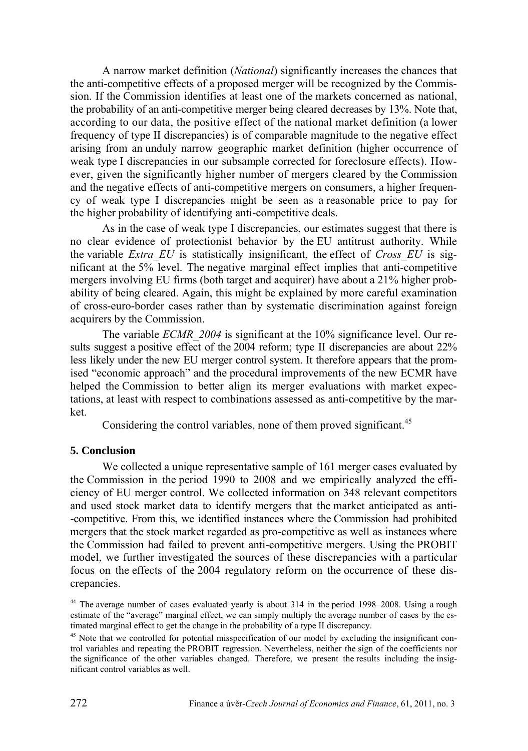A narrow market definition (*National*) significantly increases the chances that the anti-competitive effects of a proposed merger will be recognized by the Commission. If the Commission identifies at least one of the markets concerned as national, the probability of an anti-competitive merger being cleared decreases by 13%. Note that, according to our data, the positive effect of the national market definition (a lower frequency of type II discrepancies) is of comparable magnitude to the negative effect arising from an unduly narrow geographic market definition (higher occurrence of weak type I discrepancies in our subsample corrected for foreclosure effects). However, given the significantly higher number of mergers cleared by the Commission and the negative effects of anti-competitive mergers on consumers, a higher frequency of weak type I discrepancies might be seen as a reasonable price to pay for the higher probability of identifying anti-competitive deals.

As in the case of weak type I discrepancies, our estimates suggest that there is no clear evidence of protectionist behavior by the EU antitrust authority. While the variable *Extra_EU* is statistically insignificant, the effect of *Cross_EU* is significant at the 5% level. The negative marginal effect implies that anti-competitive mergers involving EU firms (both target and acquirer) have about a 21% higher probability of being cleared. Again, this might be explained by more careful examination of cross-euro-border cases rather than by systematic discrimination against foreign acquirers by the Commission.

The variable *ECMR_2004* is significant at the 10% significance level. Our results suggest a positive effect of the 2004 reform; type II discrepancies are about 22% less likely under the new EU merger control system. It therefore appears that the promised "economic approach" and the procedural improvements of the new ECMR have helped the Commission to better align its merger evaluations with market expectations, at least with respect to combinations assessed as anti-competitive by the market.

Considering the control variables, none of them proved significant.[45]

## 5. Conclusion

We collected a unique representative sample of 161 merger cases evaluated by the Commission in the period 1990 to 2008 and we empirically analyzed the efficiency of EU merger control. We collected information on 348 relevant competitors and used stock market data to identify mergers that the market anticipated as anti--competitive. From this, we identified instances where the Commission had prohibited mergers that the stock market regarded as pro-competitive as well as instances where the Commission had failed to prevent anti-competitive mergers. Using the PROBIT model, we further investigated the sources of these discrepancies with a particular focus on the effects of the 2004 regulatory reform on the occurrence of these discrepancies.

[44] The average number of cases evaluated yearly is about 314 in the period 1998–2008. Using a rough estimate of the "average" marginal effect, we can simply multiply the average number of cases by the estimated marginal effect to get the change in the probability of a type II discrepancy.

[45] Note that we controlled for potential misspecification of our model by excluding the insignificant control variables and repeating the PROBIT regression. Nevertheless, neither the sign of the coefficients nor the significance of the other variables changed. Therefore, we present the results including the insignificant control variables as well.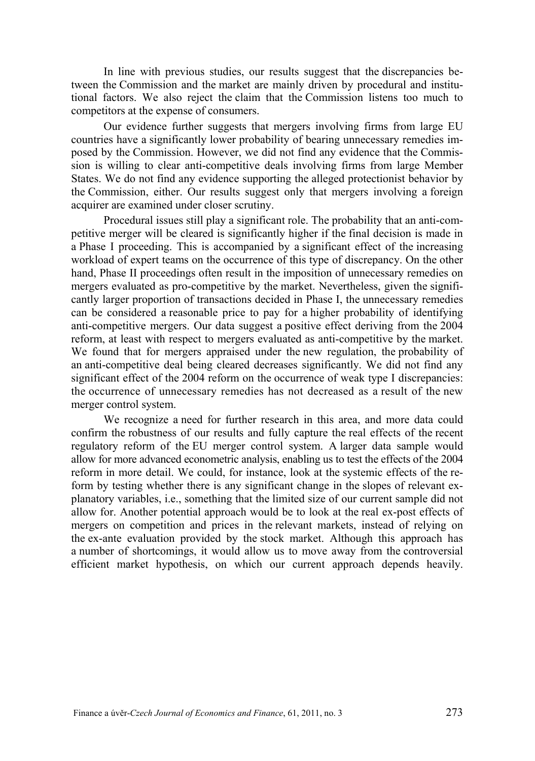In line with previous studies, our results suggest that the discrepancies between the Commission and the market are mainly driven by procedural and institutional factors. We also reject the claim that the Commission listens too much to competitors at the expense of consumers.

Our evidence further suggests that mergers involving firms from large EU countries have a significantly lower probability of bearing unnecessary remedies imposed by the Commission. However, we did not find any evidence that the Commission is willing to clear anti-competitive deals involving firms from large Member States. We do not find any evidence supporting the alleged protectionist behavior by the Commission, either. Our results suggest only that mergers involving a foreign acquirer are examined under closer scrutiny.

Procedural issues still play a significant role. The probability that an anti-competitive merger will be cleared is significantly higher if the final decision is made in a Phase I proceeding. This is accompanied by a significant effect of the increasing workload of expert teams on the occurrence of this type of discrepancy. On the other hand, Phase II proceedings often result in the imposition of unnecessary remedies on mergers evaluated as pro-competitive by the market. Nevertheless, given the significantly larger proportion of transactions decided in Phase I, the unnecessary remedies can be considered a reasonable price to pay for a higher probability of identifying anti-competitive mergers. Our data suggest a positive effect deriving from the 2004 reform, at least with respect to mergers evaluated as anti-competitive by the market. We found that for mergers appraised under the new regulation, the probability of an anti-competitive deal being cleared decreases significantly. We did not find any significant effect of the 2004 reform on the occurrence of weak type I discrepancies: the occurrence of unnecessary remedies has not decreased as a result of the new merger control system.

We recognize a need for further research in this area, and more data could confirm the robustness of our results and fully capture the real effects of the recent regulatory reform of the EU merger control system. A larger data sample would allow for more advanced econometric analysis, enabling us to test the effects of the 2004 reform in more detail. We could, for instance, look at the systemic effects of the reform by testing whether there is any significant change in the slopes of relevant explanatory variables, i.e., something that the limited size of our current sample did not allow for. Another potential approach would be to look at the real ex-post effects of mergers on competition and prices in the relevant markets, instead of relying on the ex-ante evaluation provided by the stock market. Although this approach has a number of shortcomings, it would allow us to move away from the controversial efficient market hypothesis, on which our current approach depends heavily.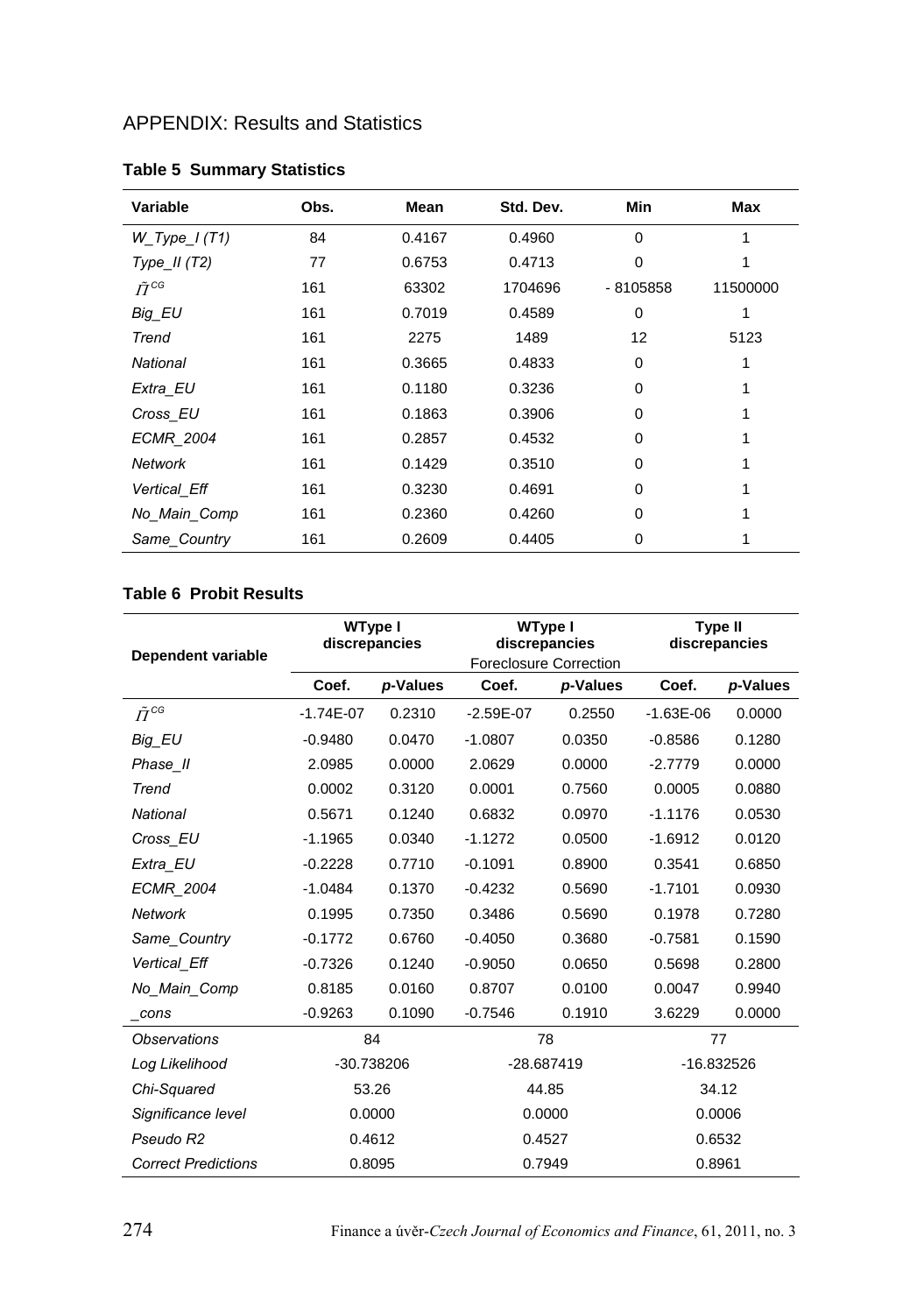# APPENDIX: Results and Statistics

**Table 5 Summary Statistics**

| Variable | Obs. | Mean | Std. Dev. | Min | Max |
|---|---|---|---|---|---|
| *W_Type_I (T1)* | 84 | 0.4167 | 0.4960 | 0 | 1 |
| *Type_II (T2)* | 77 | 0.6753 | 0.4713 | 0 | 1 |
| $\tilde{\Pi}^{CG}$ | 161 | 63302 | 1704696 | - 8105858 | 11500000 |
| *Big_EU* | 161 | 0.7019 | 0.4589 | 0 | 1 |
| *Trend* | 161 | 2275 | 1489 | 12 | 5123 |
| *National* | 161 | 0.3665 | 0.4833 | 0 | 1 |
| *Extra_EU* | 161 | 0.1180 | 0.3236 | 0 | 1 |
| *Cross_EU* | 161 | 0.1863 | 0.3906 | 0 | 1 |
| *ECMR_2004* | 161 | 0.2857 | 0.4532 | 0 | 1 |
| *Network* | 161 | 0.1429 | 0.3510 | 0 | 1 |
| *Vertical_Eff* | 161 | 0.3230 | 0.4691 | 0 | 1 |
| *No_Main_Comp* | 161 | 0.2360 | 0.4260 | 0 | 1 |
| *Same_Country* | 161 | 0.2609 | 0.4405 | 0 | 1 |

**Table 6 Probit Results**

| Dependent variable | WType I discrepancies | | WType I discrepancies Foreclosure Correction | | Type II discrepancies | |
|---|---|---|---|---|---|---|
| | Coef. | *p*-Values | Coef. | *p*-Values | Coef. | *p*-Values |
| $\tilde{\Pi}^{CG}$ | -1.74E-07 | 0.2310 | -2.59E-07 | 0.2550 | -1.63E-06 | 0.0000 |
| *Big_EU* | -0.9480 | 0.0470 | -1.0807 | 0.0350 | -0.8586 | 0.1280 |
| *Phase_II* | 2.0985 | 0.0000 | 2.0629 | 0.0000 | -2.7779 | 0.0000 |
| *Trend* | 0.0002 | 0.3120 | 0.0001 | 0.7560 | 0.0005 | 0.0880 |
| *National* | 0.5671 | 0.1240 | 0.6832 | 0.0970 | -1.1176 | 0.0530 |
| *Cross_EU* | -1.1965 | 0.0340 | -1.1272 | 0.0500 | -1.6912 | 0.0120 |
| *Extra_EU* | -0.2228 | 0.7710 | -0.1091 | 0.8900 | 0.3541 | 0.6850 |
| *ECMR_2004* | -1.0484 | 0.1370 | -0.4232 | 0.5690 | -1.7101 | 0.0930 |
| *Network* | 0.1995 | 0.7350 | 0.3486 | 0.5690 | 0.1978 | 0.7280 |
| *Same_Country* | -0.1772 | 0.6760 | -0.4050 | 0.3680 | -0.7581 | 0.1590 |
| *Vertical_Eff* | -0.7326 | 0.1240 | -0.9050 | 0.0650 | 0.5698 | 0.2800 |
| *No_Main_Comp* | 0.8185 | 0.0160 | 0.8707 | 0.0100 | 0.0047 | 0.9940 |
| *_cons* | -0.9263 | 0.1090 | -0.7546 | 0.1910 | 3.6229 | 0.0000 |
| *Observations* | 84 | | 78 | | 77 | |
| *Log Likelihood* | -30.738206 | | -28.687419 | | -16.832526 | |
| *Chi-Squared* | 53.26 | | 44.85 | | 34.12 | |
| *Significance level* | 0.0000 | | 0.0000 | | 0.0006 | |
| *Pseudo R2* | 0.4612 | | 0.4527 | | 0.6532 | |
| *Correct Predictions* | 0.8095 | | 0.7949 | | 0.8961 | |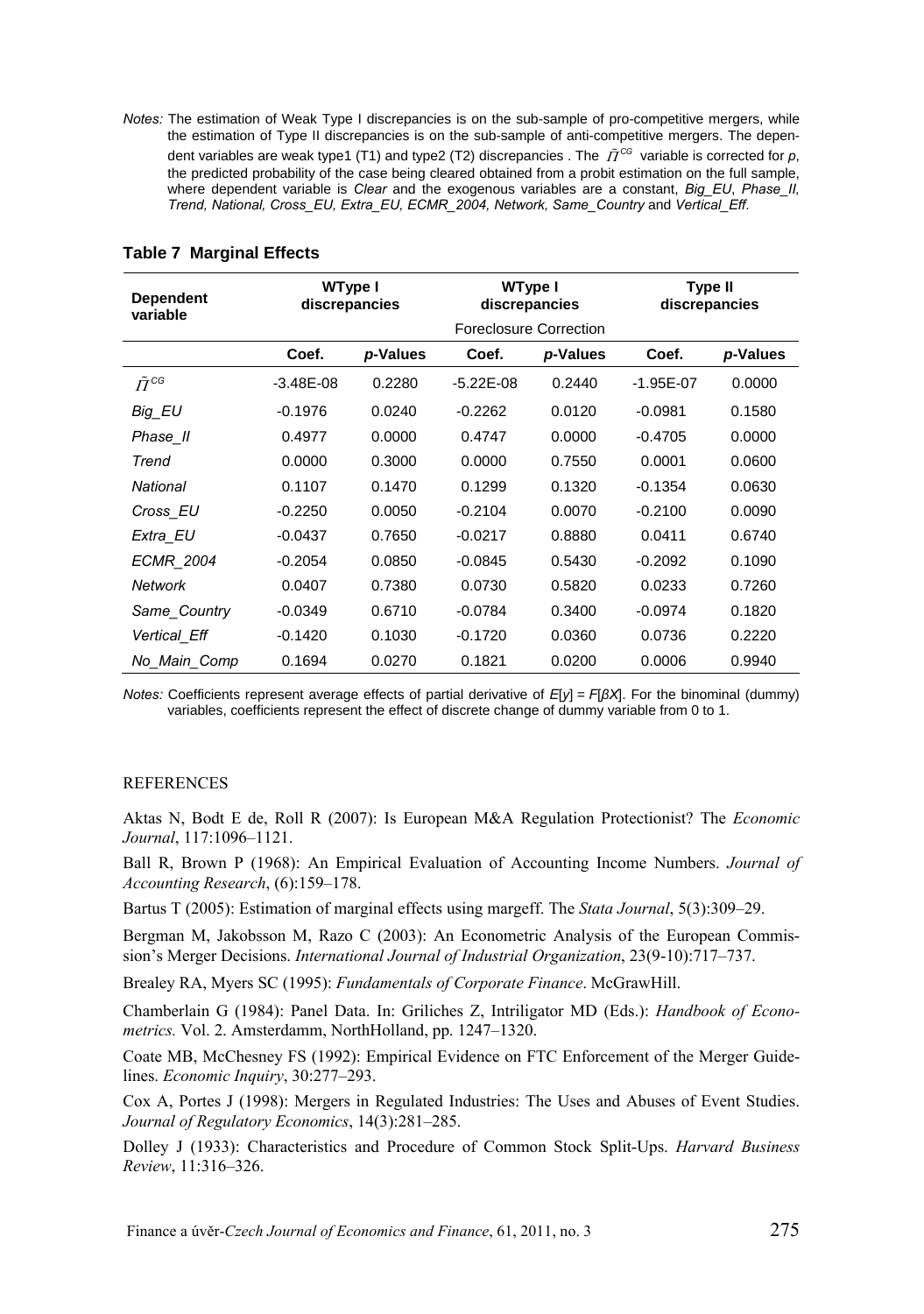*Notes:* The estimation of Weak Type I discrepancies is on the sub-sample of pro-competitive mergers, while the estimation of Type II discrepancies is on the sub-sample of anti-competitive mergers. The dependent variables are weak type1 (T1) and type2 (T2) discrepancies . The $\tilde{\Pi}^{CG}$ variable is corrected for *p*, the predicted probability of the case being cleared obtained from a probit estimation on the full sample, where dependent variable is *Clear* and the exogenous variables are a constant, *Big_EU*, *Phase_II, Trend, National, Cross_EU, Extra_EU, ECMR_2004, Network, Same_Country* and *Vertical_Eff*.

**Table 7 Marginal Effects**

| Dependent variable | WType I discrepancies | | WType I discrepancies | | Type II discrepancies | |
|---|---|---|---|---|---|---|
| | | | Foreclosure Correction | | | |
| | Coef. | *p*-Values | Coef. | *p*-Values | Coef. | *p*-Values |
| $\tilde{\Pi}^{CG}$ | -3.48E-08 | 0.2280 | -5.22E-08 | 0.2440 | -1.95E-07 | 0.0000 |
| *Big_EU* | -0.1976 | 0.0240 | -0.2262 | 0.0120 | -0.0981 | 0.1580 |
| *Phase_II* | 0.4977 | 0.0000 | 0.4747 | 0.0000 | -0.4705 | 0.0000 |
| *Trend* | 0.0000 | 0.3000 | 0.0000 | 0.7550 | 0.0001 | 0.0600 |
| *National* | 0.1107 | 0.1470 | 0.1299 | 0.1320 | -0.1354 | 0.0630 |
| *Cross_EU* | -0.2250 | 0.0050 | -0.2104 | 0.0070 | -0.2100 | 0.0090 |
| *Extra_EU* | -0.0437 | 0.7650 | -0.0217 | 0.8880 | 0.0411 | 0.6740 |
| *ECMR_2004* | -0.2054 | 0.0850 | -0.0845 | 0.5430 | -0.2092 | 0.1090 |
| *Network* | 0.0407 | 0.7380 | 0.0730 | 0.5820 | 0.0233 | 0.7260 |
| *Same_Country* | -0.0349 | 0.6710 | -0.0784 | 0.3400 | -0.0974 | 0.1820 |
| *Vertical_Eff* | -0.1420 | 0.1030 | -0.1720 | 0.0360 | 0.0736 | 0.2220 |
| *No_Main_Comp* | 0.1694 | 0.0270 | 0.1821 | 0.0200 | 0.0006 | 0.9940 |

*Notes:* Coefficients represent average effects of partial derivative of $E[y] = F[\beta X]$. For the binominal (dummy) variables, coefficients represent the effect of discrete change of dummy variable from 0 to 1.

## REFERENCES

Aktas N, Bodt E de, Roll R (2007): Is European M&A Regulation Protectionist? The *Economic Journal*, 117:1096–1121.

Ball R, Brown P (1968): An Empirical Evaluation of Accounting Income Numbers. *Journal of Accounting Research*, (6):159–178.

Bartus T (2005): Estimation of marginal effects using margeff. The *Stata Journal*, 5(3):309–29.

Bergman M, Jakobsson M, Razo C (2003): An Econometric Analysis of the European Commission's Merger Decisions. *International Journal of Industrial Organization*, 23(9-10):717–737.

Brealey RA, Myers SC (1995): *Fundamentals of Corporate Finance*. McGrawHill.

Chamberlain G (1984): Panel Data. In: Griliches Z, Intriligator MD (Eds.): *Handbook of Econometrics.* Vol. 2. Amsterdamm, NorthHolland, pp. 1247–1320.

Coate MB, McChesney FS (1992): Empirical Evidence on FTC Enforcement of the Merger Guidelines. *Economic Inquiry*, 30:277–293.

Cox A, Portes J (1998): Mergers in Regulated Industries: The Uses and Abuses of Event Studies. *Journal of Regulatory Economics*, 14(3):281–285.

Dolley J (1933): Characteristics and Procedure of Common Stock Split-Ups. *Harvard Business Review*, 11:316–326.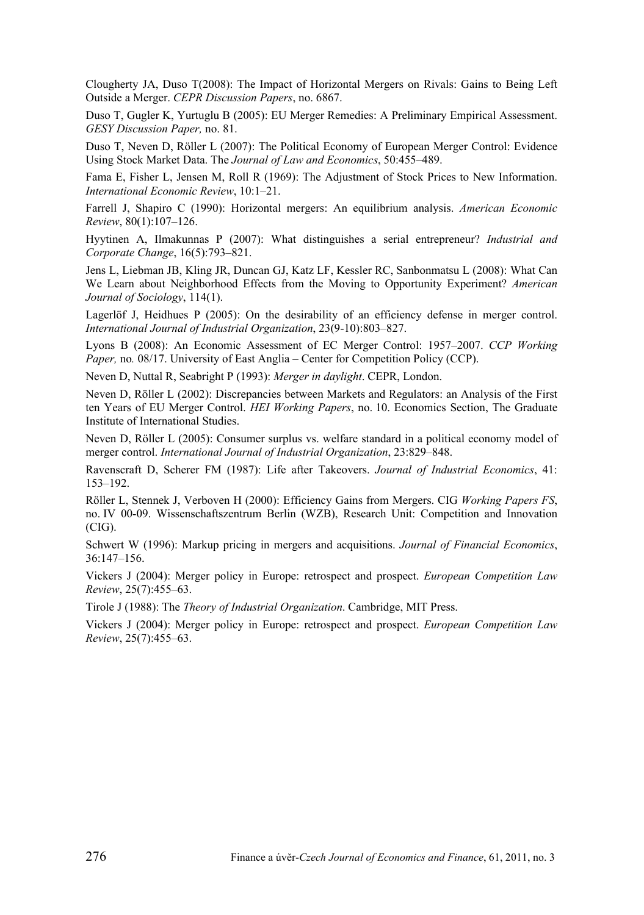Clougherty JA, Duso T(2008): The Impact of Horizontal Mergers on Rivals: Gains to Being Left Outside a Merger. *CEPR Discussion Papers*, no. 6867.

Duso T, Gugler K, Yurtuglu B (2005): EU Merger Remedies: A Preliminary Empirical Assessment. *GESY Discussion Paper,* no. 81.

Duso T, Neven D, Röller L (2007): The Political Economy of European Merger Control: Evidence Using Stock Market Data. The *Journal of Law and Economics*, 50:455–489.

Fama E, Fisher L, Jensen M, Roll R (1969): The Adjustment of Stock Prices to New Information. *International Economic Review*, 10:1–21.

Farrell J, Shapiro C (1990): Horizontal mergers: An equilibrium analysis. *American Economic Review*, 80(1):107–126.

Hyytinen A, Ilmakunnas P (2007): What distinguishes a serial entrepreneur? *Industrial and Corporate Change*, 16(5):793–821.

Jens L, Liebman JB, Kling JR, Duncan GJ, Katz LF, Kessler RC, Sanbonmatsu L (2008): What Can We Learn about Neighborhood Effects from the Moving to Opportunity Experiment? *American Journal of Sociology*, 114(1).

Lagerlöf J, Heidhues P (2005): On the desirability of an efficiency defense in merger control. *International Journal of Industrial Organization*, 23(9-10):803–827.

Lyons B (2008): An Economic Assessment of EC Merger Control: 1957–2007. *CCP Working Paper,* no*.* 08/17. University of East Anglia – Center for Competition Policy (CCP).

Neven D, Nuttal R, Seabright P (1993): *Merger in daylight*. CEPR, London.

Neven D, Röller L (2002): Discrepancies between Markets and Regulators: an Analysis of the First ten Years of EU Merger Control. *HEI Working Papers*, no. 10. Economics Section, The Graduate Institute of International Studies.

Neven D, Röller L (2005): Consumer surplus vs. welfare standard in a political economy model of merger control. *International Journal of Industrial Organization*, 23:829–848.

Ravenscraft D, Scherer FM (1987): Life after Takeovers. *Journal of Industrial Economics*, 41: 153–192.

Röller L, Stennek J, Verboven H (2000): Efficiency Gains from Mergers. CIG *Working Papers FS*, no. IV 00-09. Wissenschaftszentrum Berlin (WZB), Research Unit: Competition and Innovation (CIG).

Schwert W (1996): Markup pricing in mergers and acquisitions. *Journal of Financial Economics*, 36:147–156.

Vickers J (2004): Merger policy in Europe: retrospect and prospect. *European Competition Law Review*, 25(7):455–63.

Tirole J (1988): The *Theory of Industrial Organization*. Cambridge, MIT Press.

Vickers J (2004): Merger policy in Europe: retrospect and prospect. *European Competition Law Review*, 25(7):455–63.